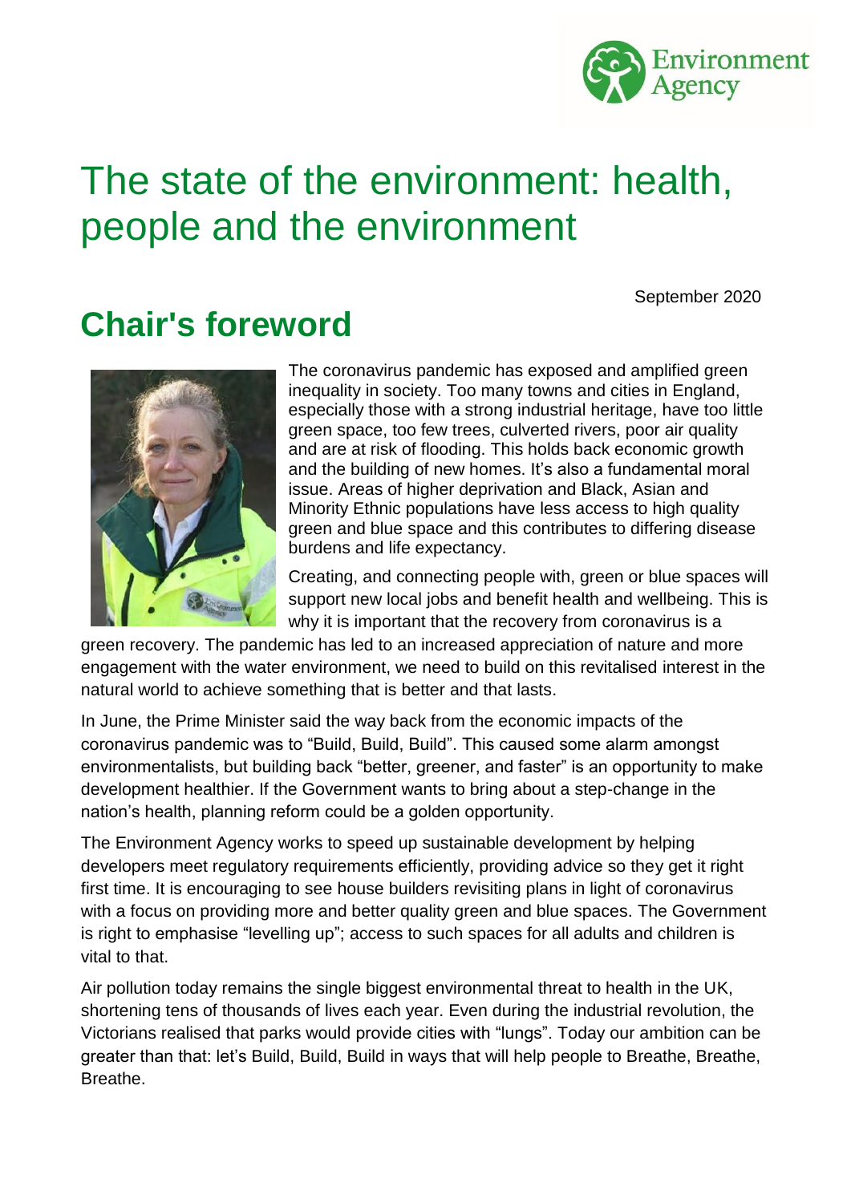# The state of the environment: health, people and the environment

September 2020

## Chair's foreword

The coronavirus pandemic has exposed and amplified green inequality in society. Too many towns and cities in England, especially those with a strong industrial heritage, have too little green space, too few trees, culverted rivers, poor air quality and are at risk of flooding. This holds back economic growth and the building of new homes. It's also a fundamental moral issue. Areas of higher deprivation and Black, Asian and Minority Ethnic populations have less access to high quality green and blue space and this contributes to differing disease burdens and life expectancy.

Creating, and connecting people with, green or blue spaces will support new local jobs and benefit health and wellbeing. This is why it is important that the recovery from coronavirus is a green recovery. The pandemic has led to an increased appreciation of nature and more engagement with the water environment, we need to build on this revitalised interest in the natural world to achieve something that is better and that lasts.

In June, the Prime Minister said the way back from the economic impacts of the coronavirus pandemic was to "Build, Build, Build". This caused some alarm amongst environmentalists, but building back "better, greener, and faster" is an opportunity to make development healthier. If the Government wants to bring about a step-change in the nation's health, planning reform could be a golden opportunity.

The Environment Agency works to speed up sustainable development by helping developers meet regulatory requirements efficiently, providing advice so they get it right first time. It is encouraging to see house builders revisiting plans in light of coronavirus with a focus on providing more and better quality green and blue spaces. The Government is right to emphasise "levelling up"; access to such spaces for all adults and children is vital to that.

Air pollution today remains the single biggest environmental threat to health in the UK, shortening tens of thousands of lives each year. Even during the industrial revolution, the Victorians realised that parks would provide cities with "lungs". Today our ambition can be greater than that: let's Build, Build, Build in ways that will help people to Breathe, Breathe, Breathe.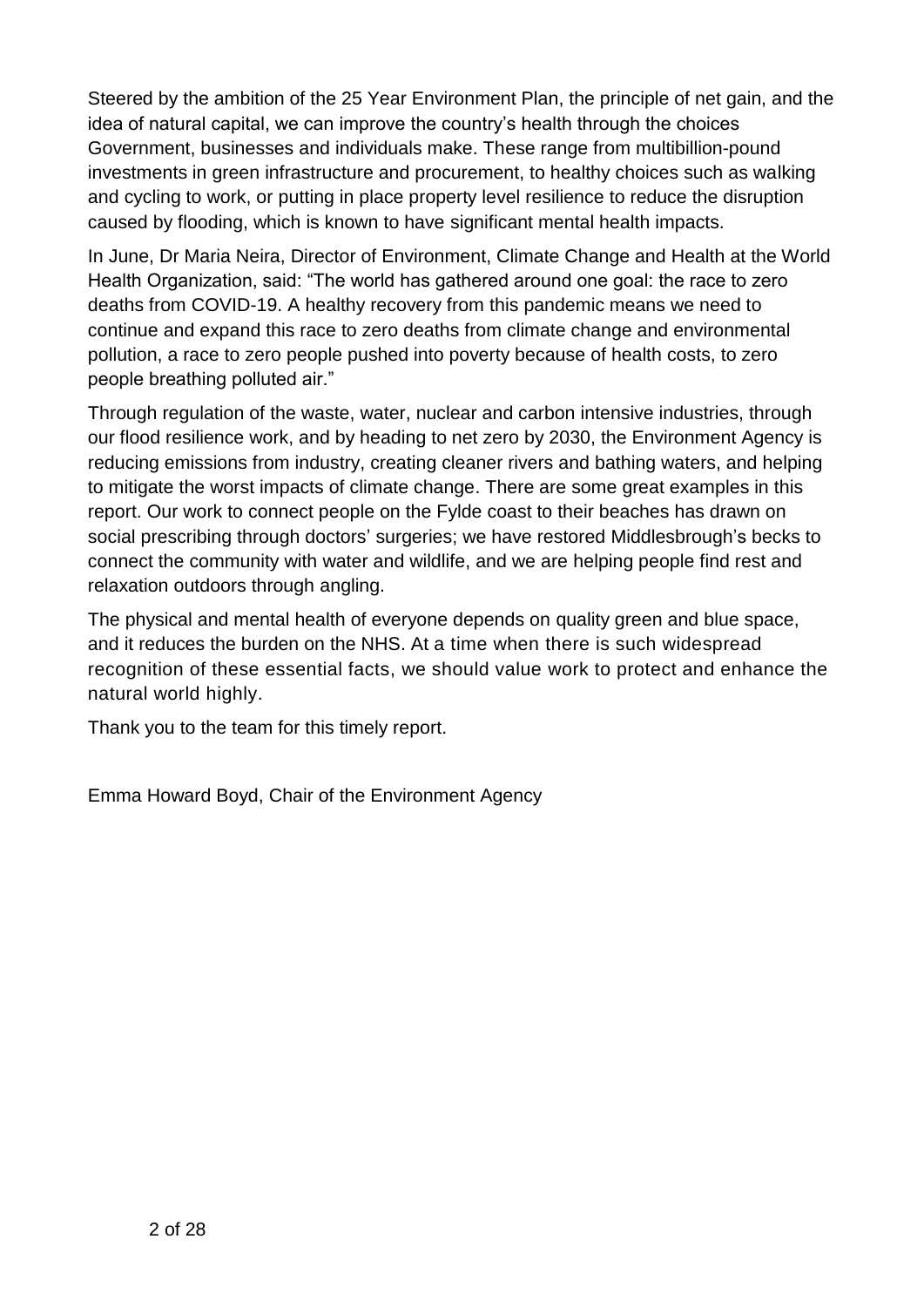Steered by the ambition of the 25 Year Environment Plan, the principle of net gain, and the idea of natural capital, we can improve the country's health through the choices Government, businesses and individuals make. These range from multibillion-pound investments in green infrastructure and procurement, to healthy choices such as walking and cycling to work, or putting in place property level resilience to reduce the disruption caused by flooding, which is known to have significant mental health impacts.

In June, Dr Maria Neira, Director of Environment, Climate Change and Health at the World Health Organization, said: "The world has gathered around one goal: the race to zero deaths from COVID-19. A healthy recovery from this pandemic means we need to continue and expand this race to zero deaths from climate change and environmental pollution, a race to zero people pushed into poverty because of health costs, to zero people breathing polluted air."

Through regulation of the waste, water, nuclear and carbon intensive industries, through our flood resilience work, and by heading to net zero by 2030, the Environment Agency is reducing emissions from industry, creating cleaner rivers and bathing waters, and helping to mitigate the worst impacts of climate change. There are some great examples in this report. Our work to connect people on the Fylde coast to their beaches has drawn on social prescribing through doctors' surgeries; we have restored Middlesbrough's becks to connect the community with water and wildlife, and we are helping people find rest and relaxation outdoors through angling.

The physical and mental health of everyone depends on quality green and blue space, and it reduces the burden on the NHS. At a time when there is such widespread recognition of these essential facts, we should value work to protect and enhance the natural world highly.

Thank you to the team for this timely report.

Emma Howard Boyd, Chair of the Environment Agency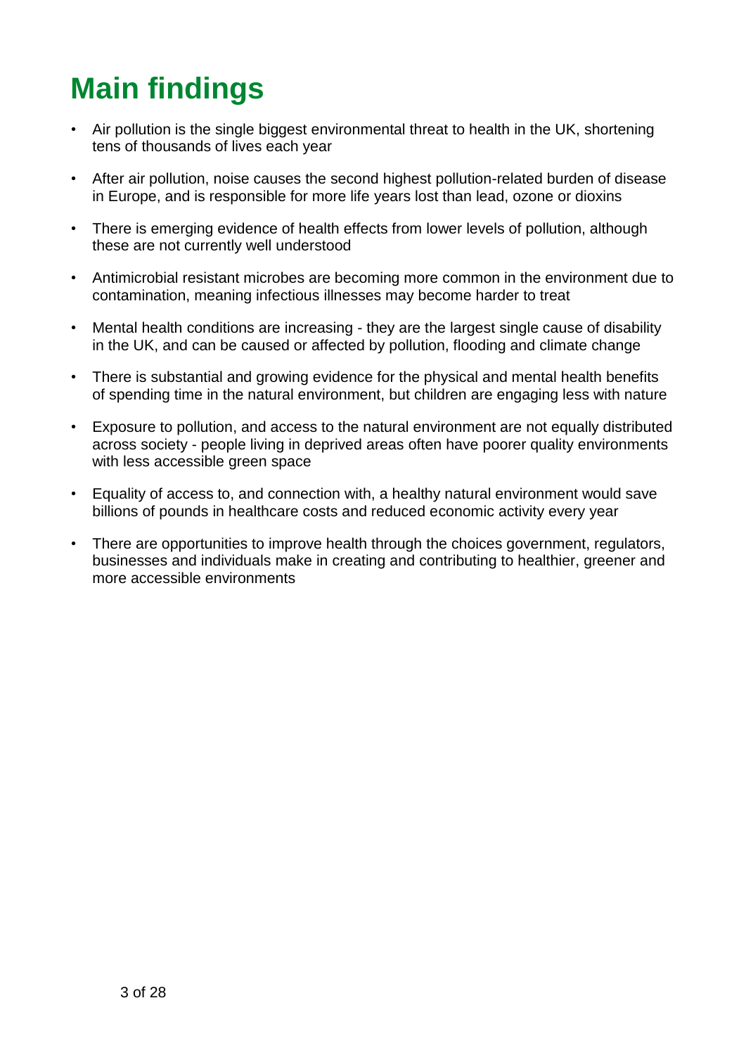# Main findings

- Air pollution is the single biggest environmental threat to health in the UK, shortening tens of thousands of lives each year
- After air pollution, noise causes the second highest pollution-related burden of disease in Europe, and is responsible for more life years lost than lead, ozone or dioxins
- There is emerging evidence of health effects from lower levels of pollution, although these are not currently well understood
- Antimicrobial resistant microbes are becoming more common in the environment due to contamination, meaning infectious illnesses may become harder to treat
- Mental health conditions are increasing - they are the largest single cause of disability in the UK, and can be caused or affected by pollution, flooding and climate change
- There is substantial and growing evidence for the physical and mental health benefits of spending time in the natural environment, but children are engaging less with nature
- Exposure to pollution, and access to the natural environment are not equally distributed across society - people living in deprived areas often have poorer quality environments with less accessible green space
- Equality of access to, and connection with, a healthy natural environment would save billions of pounds in healthcare costs and reduced economic activity every year
- There are opportunities to improve health through the choices government, regulators, businesses and individuals make in creating and contributing to healthier, greener and more accessible environments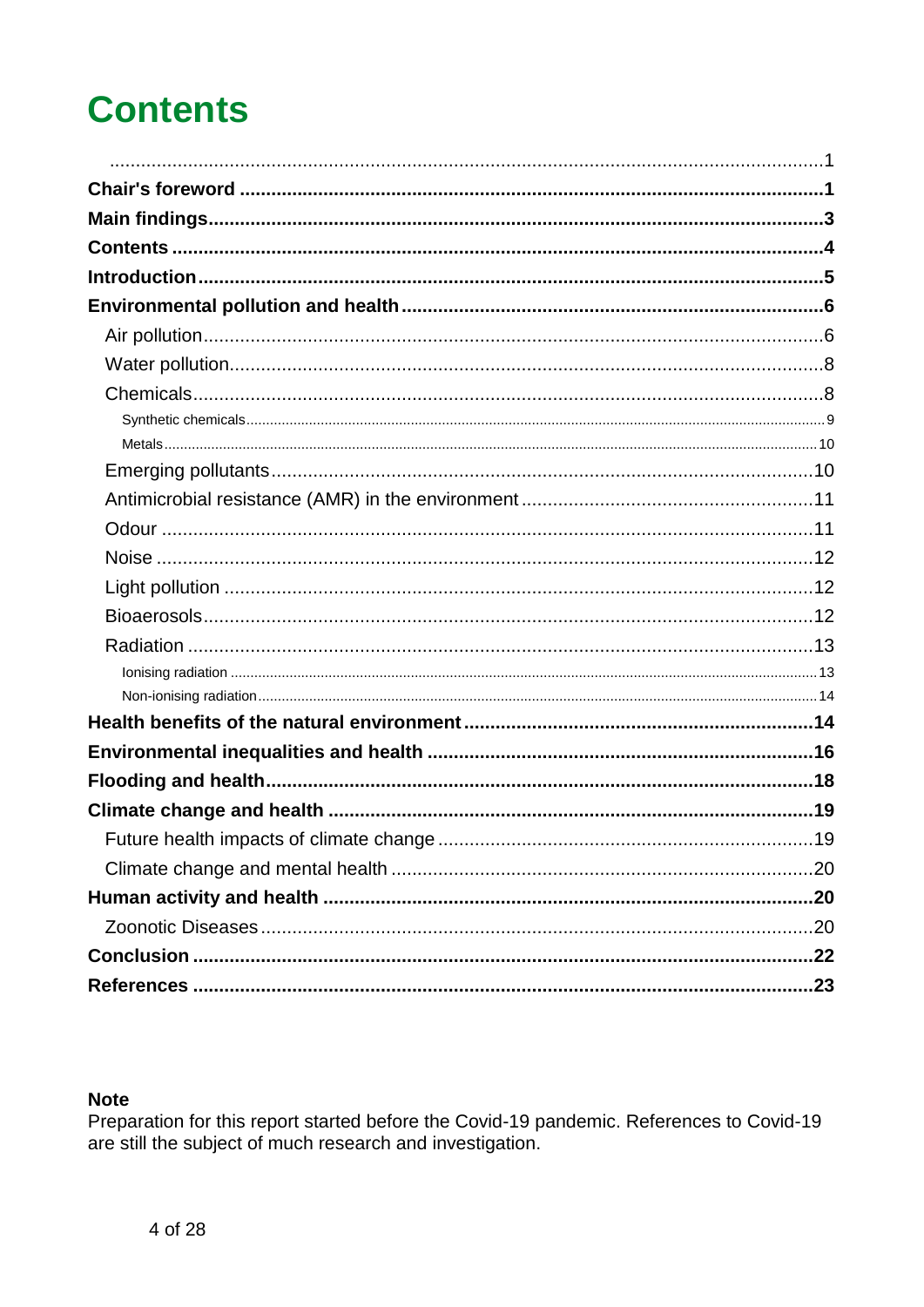# Contents

.......................................................................................................................................1

**Chair's foreword** ..............................................................................................1

**Main findings**......................................................................................................3

**Contents** ..............................................................................................................4

**Introduction**.........................................................................................................5

**Environmental pollution and health**................................................................6

- Air pollution....................................................................................................6
- Water pollution...............................................................................................8
- Chemicals......................................................................................................8
  - Synthetic chemicals...................................................................................9
  - Metals.......................................................................................................10
- Emerging pollutants......................................................................................10
- Antimicrobial resistance (AMR) in the environment.......................................11
- Odour ...........................................................................................................11
- Noise ............................................................................................................12
- Light pollution ...............................................................................................12
- Bioaerosols...................................................................................................12
- Radiation ......................................................................................................13
  - Ionising radiation .......................................................................................13
  - Non-ionising radiation................................................................................14

**Health benefits of the natural environment**...................................................14

**Environmental inequalities and health** ..........................................................16

**Flooding and health**.........................................................................................18

**Climate change and health** .............................................................................19

- Future health impacts of climate change.......................................................19
- Climate change and mental health ...............................................................20

**Human activity and health** ..............................................................................20

- Zoonotic Diseases.........................................................................................20

**Conclusion** ........................................................................................................22

**References** ........................................................................................................23

**Note**
Preparation for this report started before the Covid-19 pandemic. References to Covid-19 are still the subject of much research and investigation.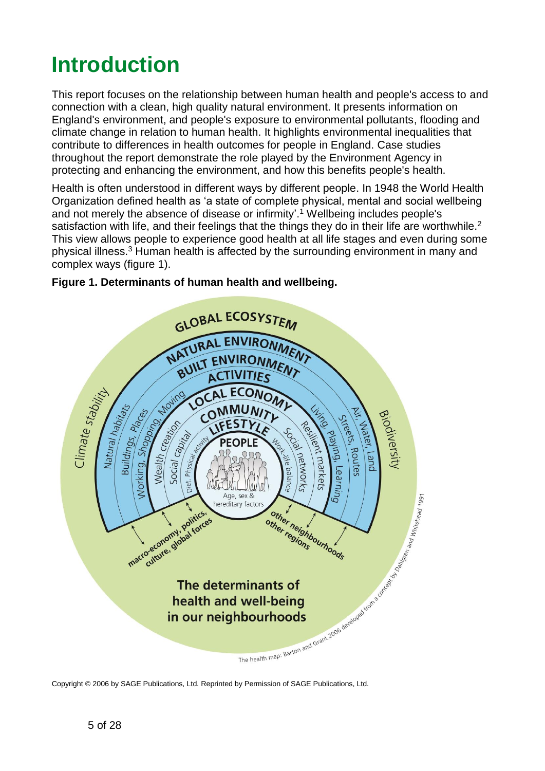# Introduction

This report focuses on the relationship between human health and people's access to and connection with a clean, high quality natural environment. It presents information on England's environment, and people's exposure to environmental pollutants, flooding and climate change in relation to human health. It highlights environmental inequalities that contribute to differences in health outcomes for people in England. Case studies throughout the report demonstrate the role played by the Environment Agency in protecting and enhancing the environment, and how this benefits people's health.

Health is often understood in different ways by different people. In 1948 the World Health Organization defined health as 'a state of complete physical, mental and social wellbeing and not merely the absence of disease or infirmity'.[1] Wellbeing includes people's satisfaction with life, and their feelings that the things they do in their life are worthwhile.[2] This view allows people to experience good health at all life stages and even during some physical illness.[3] Human health is affected by the surrounding environment in many and complex ways (figure 1).

**Figure 1. Determinants of human health and wellbeing.**

Copyright © 2006 by SAGE Publications, Ltd. Reprinted by Permission of SAGE Publications, Ltd.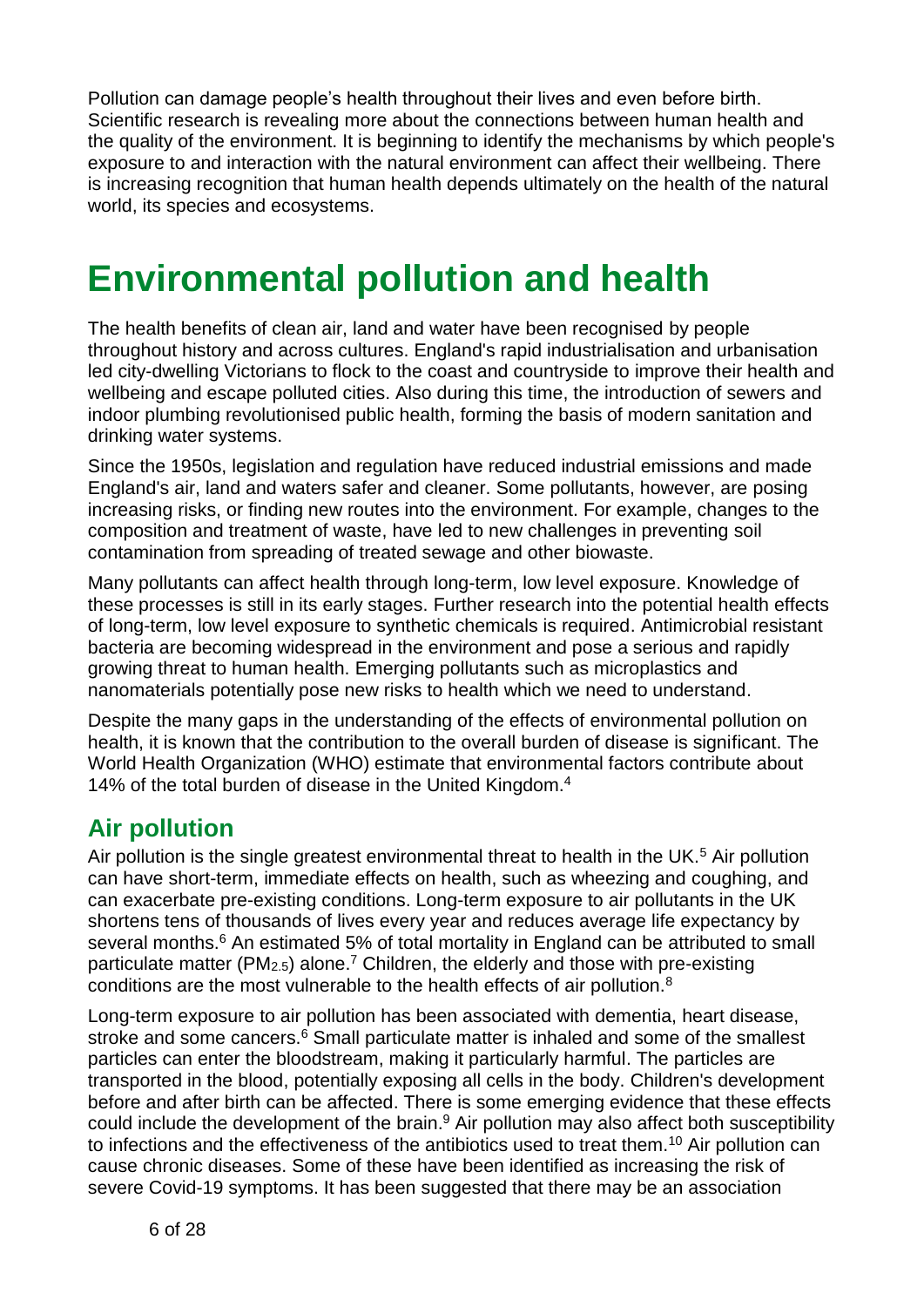Pollution can damage people's health throughout their lives and even before birth. Scientific research is revealing more about the connections between human health and the quality of the environment. It is beginning to identify the mechanisms by which people's exposure to and interaction with the natural environment can affect their wellbeing. There is increasing recognition that human health depends ultimately on the health of the natural world, its species and ecosystems.

# Environmental pollution and health

The health benefits of clean air, land and water have been recognised by people throughout history and across cultures. England's rapid industrialisation and urbanisation led city-dwelling Victorians to flock to the coast and countryside to improve their health and wellbeing and escape polluted cities. Also during this time, the introduction of sewers and indoor plumbing revolutionised public health, forming the basis of modern sanitation and drinking water systems.

Since the 1950s, legislation and regulation have reduced industrial emissions and made England's air, land and waters safer and cleaner. Some pollutants, however, are posing increasing risks, or finding new routes into the environment. For example, changes to the composition and treatment of waste, have led to new challenges in preventing soil contamination from spreading of treated sewage and other biowaste.

Many pollutants can affect health through long-term, low level exposure. Knowledge of these processes is still in its early stages. Further research into the potential health effects of long-term, low level exposure to synthetic chemicals is required. Antimicrobial resistant bacteria are becoming widespread in the environment and pose a serious and rapidly growing threat to human health. Emerging pollutants such as microplastics and nanomaterials potentially pose new risks to health which we need to understand.

Despite the many gaps in the understanding of the effects of environmental pollution on health, it is known that the contribution to the overall burden of disease is significant. The World Health Organization (WHO) estimate that environmental factors contribute about 14% of the total burden of disease in the United Kingdom.[4]

## Air pollution

Air pollution is the single greatest environmental threat to health in the UK.[5] Air pollution can have short-term, immediate effects on health, such as wheezing and coughing, and can exacerbate pre-existing conditions. Long-term exposure to air pollutants in the UK shortens tens of thousands of lives every year and reduces average life expectancy by several months.[6] An estimated 5% of total mortality in England can be attributed to small particulate matter ($PM_{2.5}$) alone.[7] Children, the elderly and those with pre-existing conditions are the most vulnerable to the health effects of air pollution.[8]

Long-term exposure to air pollution has been associated with dementia, heart disease, stroke and some cancers.[6] Small particulate matter is inhaled and some of the smallest particles can enter the bloodstream, making it particularly harmful. The particles are transported in the blood, potentially exposing all cells in the body. Children's development before and after birth can be affected. There is some emerging evidence that these effects could include the development of the brain.[9] Air pollution may also affect both susceptibility to infections and the effectiveness of the antibiotics used to treat them.[10] Air pollution can cause chronic diseases. Some of these have been identified as increasing the risk of severe Covid-19 symptoms. It has been suggested that there may be an association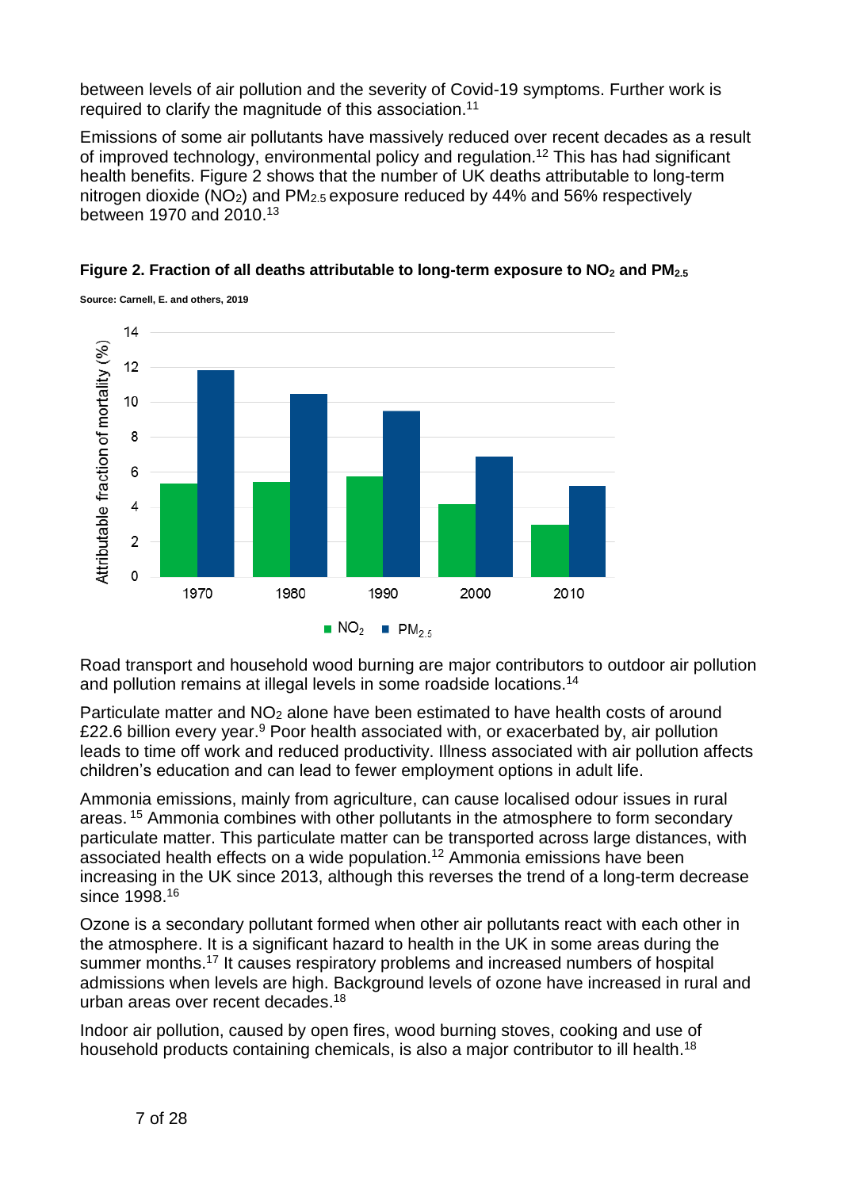between levels of air pollution and the severity of Covid-19 symptoms. Further work is required to clarify the magnitude of this association.[11]

Emissions of some air pollutants have massively reduced over recent decades as a result of improved technology, environmental policy and regulation.[12] This has had significant health benefits. Figure 2 shows that the number of UK deaths attributable to long-term nitrogen dioxide ($NO_2$) and $PM_{2.5}$ exposure reduced by 44% and 56% respectively between 1970 and 2010.[13]

**Figure 2. Fraction of all deaths attributable to long-term exposure to $NO_2$ and $PM_{2.5}$**

**Source: Carnell, E. and others, 2019**

Road transport and household wood burning are major contributors to outdoor air pollution and pollution remains at illegal levels in some roadside locations.[14]

Particulate matter and $NO_2$ alone have been estimated to have health costs of around £22.6 billion every year.[9] Poor health associated with, or exacerbated by, air pollution leads to time off work and reduced productivity. Illness associated with air pollution affects children's education and can lead to fewer employment options in adult life.

Ammonia emissions, mainly from agriculture, can cause localised odour issues in rural areas.[15] Ammonia combines with other pollutants in the atmosphere to form secondary particulate matter. This particulate matter can be transported across large distances, with associated health effects on a wide population.[12] Ammonia emissions have been increasing in the UK since 2013, although this reverses the trend of a long-term decrease since 1998.[16]

Ozone is a secondary pollutant formed when other air pollutants react with each other in the atmosphere. It is a significant hazard to health in the UK in some areas during the summer months.[17] It causes respiratory problems and increased numbers of hospital admissions when levels are high. Background levels of ozone have increased in rural and urban areas over recent decades.[18]

Indoor air pollution, caused by open fires, wood burning stoves, cooking and use of household products containing chemicals, is also a major contributor to ill health.[18]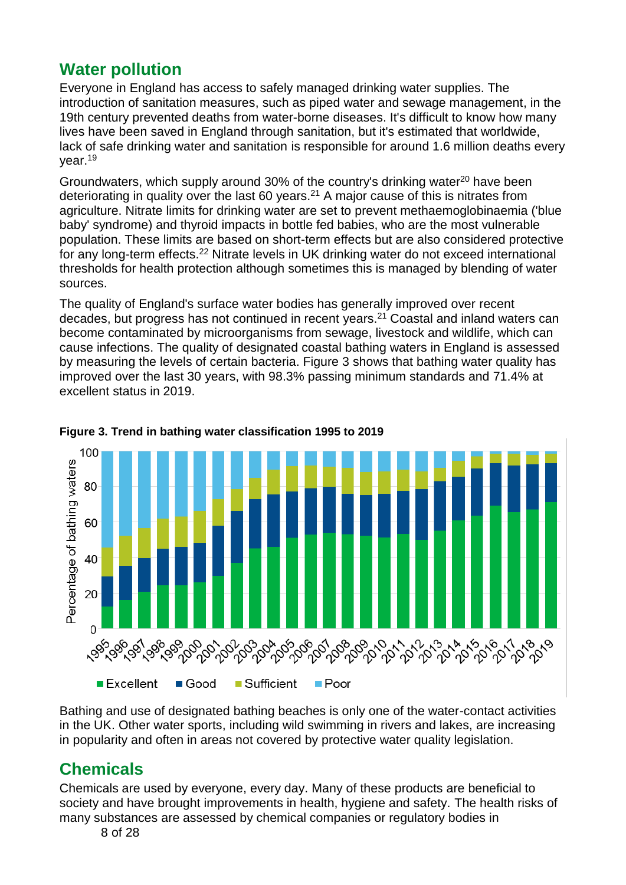## Water pollution

Everyone in England has access to safely managed drinking water supplies. The introduction of sanitation measures, such as piped water and sewage management, in the 19th century prevented deaths from water-borne diseases. It's difficult to know how many lives have been saved in England through sanitation, but it's estimated that worldwide, lack of safe drinking water and sanitation is responsible for around 1.6 million deaths every year.[19]

Groundwaters, which supply around 30% of the country's drinking water[20] have been deteriorating in quality over the last 60 years.[21] A major cause of this is nitrates from agriculture. Nitrate limits for drinking water are set to prevent methaemoglobinaemia ('blue baby' syndrome) and thyroid impacts in bottle fed babies, who are the most vulnerable population. These limits are based on short-term effects but are also considered protective for any long-term effects.[22] Nitrate levels in UK drinking water do not exceed international thresholds for health protection although sometimes this is managed by blending of water sources.

The quality of England's surface water bodies has generally improved over recent decades, but progress has not continued in recent years.[21] Coastal and inland waters can become contaminated by microorganisms from sewage, livestock and wildlife, which can cause infections. The quality of designated coastal bathing waters in England is assessed by measuring the levels of certain bacteria. Figure 3 shows that bathing water quality has improved over the last 30 years, with 98.3% passing minimum standards and 71.4% at excellent status in 2019.

**Figure 3. Trend in bathing water classification 1995 to 2019**

Bathing and use of designated bathing beaches is only one of the water-contact activities in the UK. Other water sports, including wild swimming in rivers and lakes, are increasing in popularity and often in areas not covered by protective water quality legislation.

## Chemicals

Chemicals are used by everyone, every day. Many of these products are beneficial to society and have brought improvements in health, hygiene and safety. The health risks of many substances are assessed by chemical companies or regulatory bodies in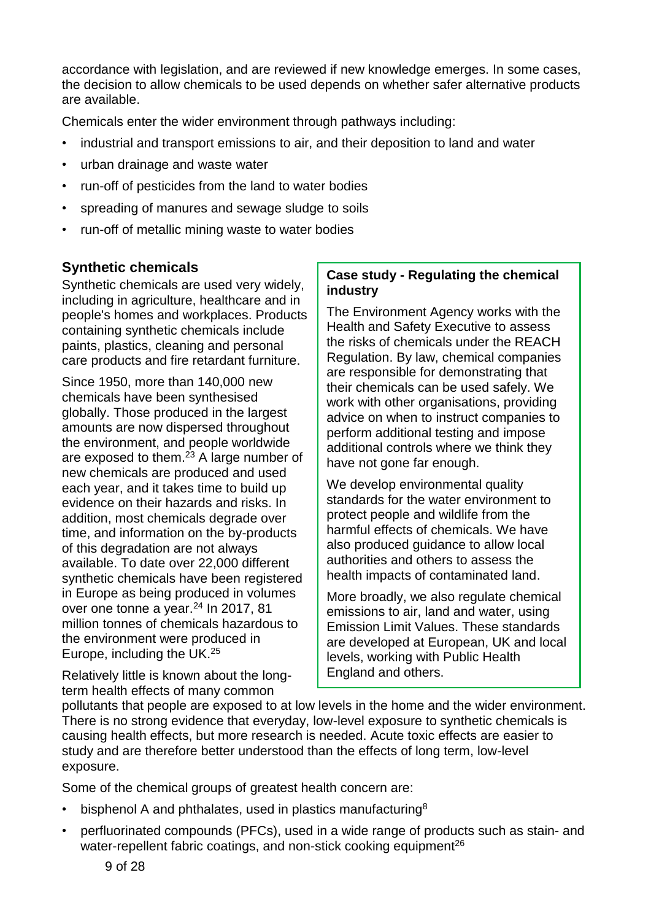accordance with legislation, and are reviewed if new knowledge emerges. In some cases, the decision to allow chemicals to be used depends on whether safer alternative products are available.

Chemicals enter the wider environment through pathways including:

- industrial and transport emissions to air, and their deposition to land and water
- urban drainage and waste water
- run-off of pesticides from the land to water bodies
- spreading of manures and sewage sludge to soils
- run-off of metallic mining waste to water bodies

## Synthetic chemicals

Synthetic chemicals are used very widely, including in agriculture, healthcare and in people's homes and workplaces. Products containing synthetic chemicals include paints, plastics, cleaning and personal care products and fire retardant furniture.

Since 1950, more than 140,000 new chemicals have been synthesised globally. Those produced in the largest amounts are now dispersed throughout the environment, and people worldwide are exposed to them.[23] A large number of new chemicals are produced and used each year, and it takes time to build up evidence on their hazards and risks. In addition, most chemicals degrade over time, and information on the by-products of this degradation are not always available. To date over 22,000 different synthetic chemicals have been registered in Europe as being produced in volumes over one tonne a year.[24] In 2017, 81 million tonnes of chemicals hazardous to the environment were produced in Europe, including the UK.[25]

Relatively little is known about the long-term health effects of many common pollutants that people are exposed to at low levels in the home and the wider environment. There is no strong evidence that everyday, low-level exposure to synthetic chemicals is causing health effects, but more research is needed. Acute toxic effects are easier to study and are therefore better understood than the effects of long term, low-level exposure.

Some of the chemical groups of greatest health concern are:

- bisphenol A and phthalates, used in plastics manufacturing[8]
- perfluorinated compounds (PFCs), used in a wide range of products such as stain- and water-repellent fabric coatings, and non-stick cooking equipment[26]

**Case study - Regulating the chemical industry**

The Environment Agency works with the Health and Safety Executive to assess the risks of chemicals under the REACH Regulation. By law, chemical companies are responsible for demonstrating that their chemicals can be used safely. We work with other organisations, providing advice on when to instruct companies to perform additional testing and impose additional controls where we think they have not gone far enough.

We develop environmental quality standards for the water environment to protect people and wildlife from the harmful effects of chemicals. We have also produced guidance to allow local authorities and others to assess the health impacts of contaminated land.

More broadly, we also regulate chemical emissions to air, land and water, using Emission Limit Values. These standards are developed at European, UK and local levels, working with Public Health England and others.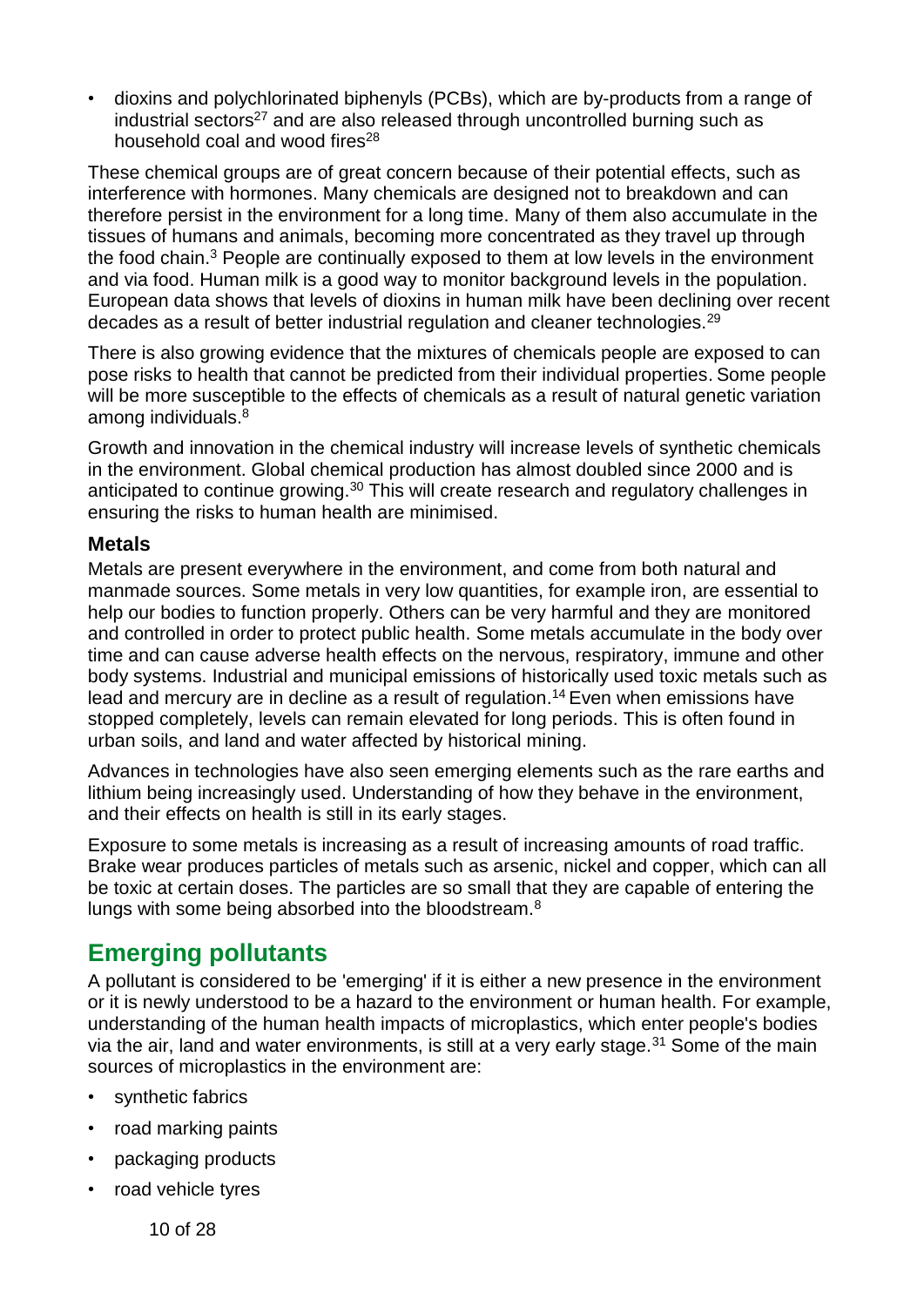- dioxins and polychlorinated biphenyls (PCBs), which are by-products from a range of industrial sectors[27] and are also released through uncontrolled burning such as household coal and wood fires[28]

These chemical groups are of great concern because of their potential effects, such as interference with hormones. Many chemicals are designed not to breakdown and can therefore persist in the environment for a long time. Many of them also accumulate in the tissues of humans and animals, becoming more concentrated as they travel up through the food chain.[3] People are continually exposed to them at low levels in the environment and via food. Human milk is a good way to monitor background levels in the population. European data shows that levels of dioxins in human milk have been declining over recent decades as a result of better industrial regulation and cleaner technologies.[29]

There is also growing evidence that the mixtures of chemicals people are exposed to can pose risks to health that cannot be predicted from their individual properties. Some people will be more susceptible to the effects of chemicals as a result of natural genetic variation among individuals.[8]

Growth and innovation in the chemical industry will increase levels of synthetic chemicals in the environment. Global chemical production has almost doubled since 2000 and is anticipated to continue growing.[30] This will create research and regulatory challenges in ensuring the risks to human health are minimised.

### Metals

Metals are present everywhere in the environment, and come from both natural and manmade sources. Some metals in very low quantities, for example iron, are essential to help our bodies to function properly. Others can be very harmful and they are monitored and controlled in order to protect public health. Some metals accumulate in the body over time and can cause adverse health effects on the nervous, respiratory, immune and other body systems. Industrial and municipal emissions of historically used toxic metals such as lead and mercury are in decline as a result of regulation.[14] Even when emissions have stopped completely, levels can remain elevated for long periods. This is often found in urban soils, and land and water affected by historical mining.

Advances in technologies have also seen emerging elements such as the rare earths and lithium being increasingly used. Understanding of how they behave in the environment, and their effects on health is still in its early stages.

Exposure to some metals is increasing as a result of increasing amounts of road traffic. Brake wear produces particles of metals such as arsenic, nickel and copper, which can all be toxic at certain doses. The particles are so small that they are capable of entering the lungs with some being absorbed into the bloodstream.[8]

## Emerging pollutants

A pollutant is considered to be 'emerging' if it is either a new presence in the environment or it is newly understood to be a hazard to the environment or human health. For example, understanding of the human health impacts of microplastics, which enter people's bodies via the air, land and water environments, is still at a very early stage.[31] Some of the main sources of microplastics in the environment are:

- synthetic fabrics
- road marking paints
- packaging products
- road vehicle tyres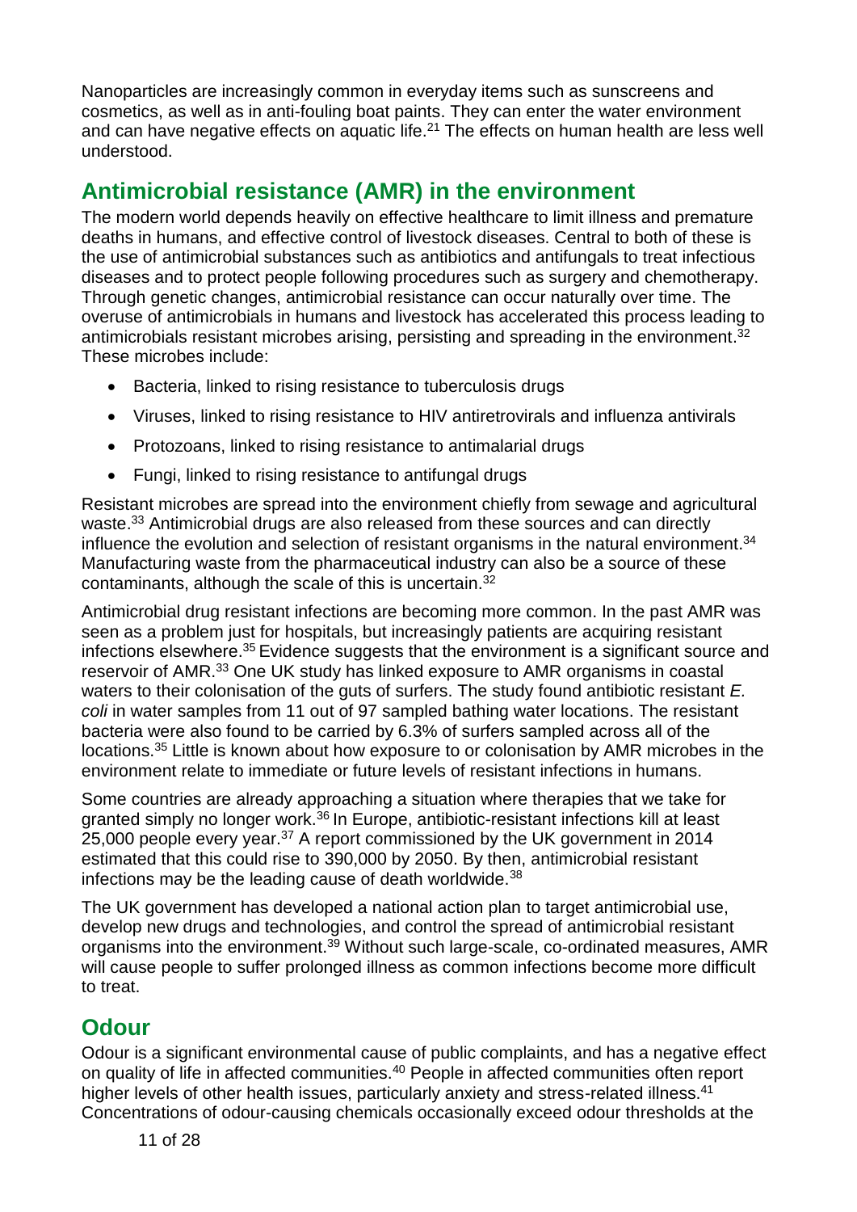Nanoparticles are increasingly common in everyday items such as sunscreens and cosmetics, as well as in anti-fouling boat paints. They can enter the water environment and can have negative effects on aquatic life.[21] The effects on human health are less well understood.

## Antimicrobial resistance (AMR) in the environment

The modern world depends heavily on effective healthcare to limit illness and premature deaths in humans, and effective control of livestock diseases. Central to both of these is the use of antimicrobial substances such as antibiotics and antifungals to treat infectious diseases and to protect people following procedures such as surgery and chemotherapy. Through genetic changes, antimicrobial resistance can occur naturally over time. The overuse of antimicrobials in humans and livestock has accelerated this process leading to antimicrobials resistant microbes arising, persisting and spreading in the environment.[32] These microbes include:

- Bacteria, linked to rising resistance to tuberculosis drugs
- Viruses, linked to rising resistance to HIV antiretrovirals and influenza antivirals
- Protozoans, linked to rising resistance to antimalarial drugs
- Fungi, linked to rising resistance to antifungal drugs

Resistant microbes are spread into the environment chiefly from sewage and agricultural waste.[33] Antimicrobial drugs are also released from these sources and can directly influence the evolution and selection of resistant organisms in the natural environment.[34] Manufacturing waste from the pharmaceutical industry can also be a source of these contaminants, although the scale of this is uncertain.[32]

Antimicrobial drug resistant infections are becoming more common. In the past AMR was seen as a problem just for hospitals, but increasingly patients are acquiring resistant infections elsewhere.[35] Evidence suggests that the environment is a significant source and reservoir of AMR.[33] One UK study has linked exposure to AMR organisms in coastal waters to their colonisation of the guts of surfers. The study found antibiotic resistant *E. coli* in water samples from 11 out of 97 sampled bathing water locations. The resistant bacteria were also found to be carried by 6.3% of surfers sampled across all of the locations.[35] Little is known about how exposure to or colonisation by AMR microbes in the environment relate to immediate or future levels of resistant infections in humans.

Some countries are already approaching a situation where therapies that we take for granted simply no longer work.[36] In Europe, antibiotic-resistant infections kill at least 25,000 people every year.[37] A report commissioned by the UK government in 2014 estimated that this could rise to 390,000 by 2050. By then, antimicrobial resistant infections may be the leading cause of death worldwide.[38]

The UK government has developed a national action plan to target antimicrobial use, develop new drugs and technologies, and control the spread of antimicrobial resistant organisms into the environment.[39] Without such large-scale, co-ordinated measures, AMR will cause people to suffer prolonged illness as common infections become more difficult to treat.

## Odour

Odour is a significant environmental cause of public complaints, and has a negative effect on quality of life in affected communities.[40] People in affected communities often report higher levels of other health issues, particularly anxiety and stress-related illness.[41] Concentrations of odour-causing chemicals occasionally exceed odour thresholds at the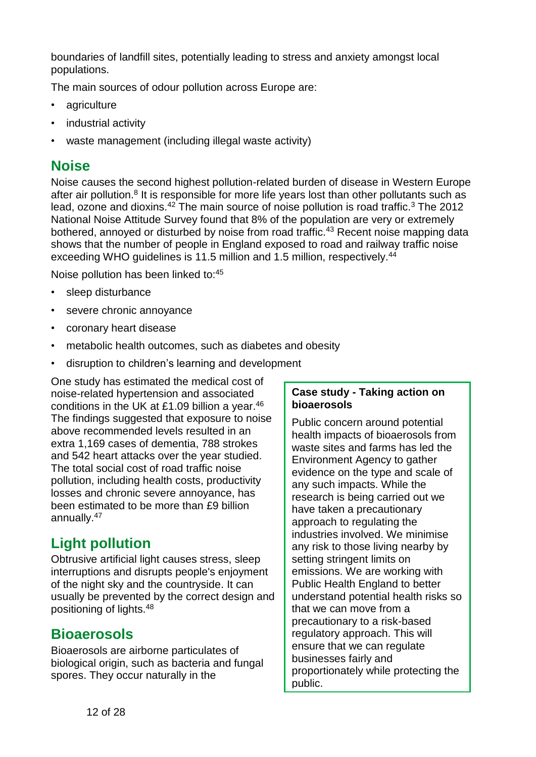boundaries of landfill sites, potentially leading to stress and anxiety amongst local populations.

The main sources of odour pollution across Europe are:

- agriculture
- industrial activity
- waste management (including illegal waste activity)

## Noise

Noise causes the second highest pollution-related burden of disease in Western Europe after air pollution.[8] It is responsible for more life years lost than other pollutants such as lead, ozone and dioxins.[42] The main source of noise pollution is road traffic.[3] The 2012 National Noise Attitude Survey found that 8% of the population are very or extremely bothered, annoyed or disturbed by noise from road traffic.[43] Recent noise mapping data shows that the number of people in England exposed to road and railway traffic noise exceeding WHO guidelines is 11.5 million and 1.5 million, respectively.[44]

Noise pollution has been linked to:[45]

- sleep disturbance
- severe chronic annoyance
- coronary heart disease
- metabolic health outcomes, such as diabetes and obesity
- disruption to children's learning and development

One study has estimated the medical cost of noise-related hypertension and associated conditions in the UK at £1.09 billion a year.[46] The findings suggested that exposure to noise above recommended levels resulted in an extra 1,169 cases of dementia, 788 strokes and 542 heart attacks over the year studied. The total social cost of road traffic noise pollution, including health costs, productivity losses and chronic severe annoyance, has been estimated to be more than £9 billion annually.[47]

## Light pollution

Obtrusive artificial light causes stress, sleep interruptions and disrupts people's enjoyment of the night sky and the countryside. It can usually be prevented by the correct design and positioning of lights.[48]

## Bioaerosols

Bioaerosols are airborne particulates of biological origin, such as bacteria and fungal spores. They occur naturally in the

**Case study - Taking action on bioaerosols**

Public concern around potential health impacts of bioaerosols from waste sites and farms has led the Environment Agency to gather evidence on the type and scale of any such impacts. While the research is being carried out we have taken a precautionary approach to regulating the industries involved. We minimise any risk to those living nearby by setting stringent limits on emissions. We are working with Public Health England to better understand potential health risks so that we can move from a precautionary to a risk-based regulatory approach. This will ensure that we can regulate businesses fairly and proportionately while protecting the public.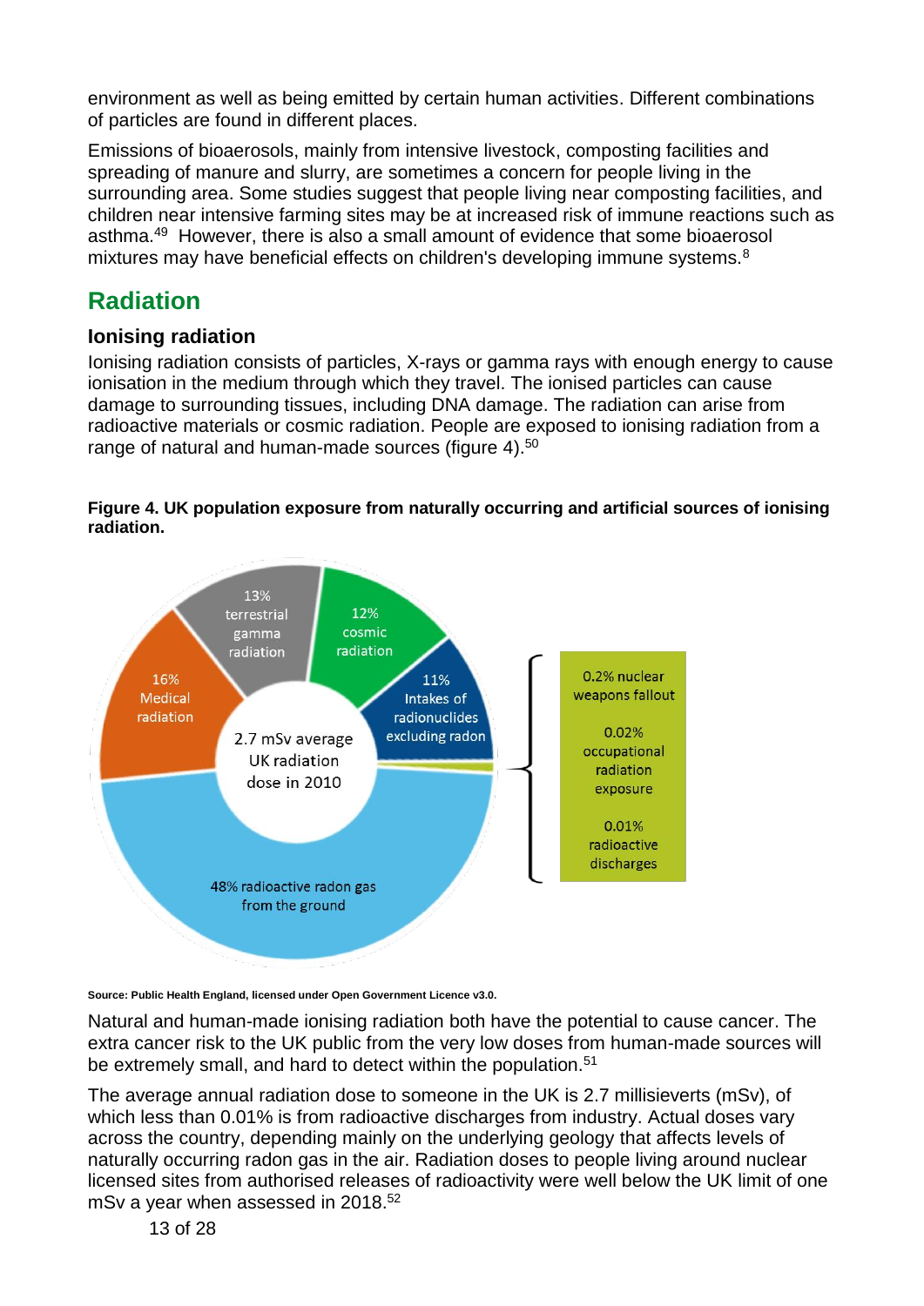environment as well as being emitted by certain human activities. Different combinations of particles are found in different places.

Emissions of bioaerosols, mainly from intensive livestock, composting facilities and spreading of manure and slurry, are sometimes a concern for people living in the surrounding area. Some studies suggest that people living near composting facilities, and children near intensive farming sites may be at increased risk of immune reactions such as asthma.[49] However, there is also a small amount of evidence that some bioaerosol mixtures may have beneficial effects on children's developing immune systems.[8]

## Radiation

### Ionising radiation

Ionising radiation consists of particles, X-rays or gamma rays with enough energy to cause ionisation in the medium through which they travel. The ionised particles can cause damage to surrounding tissues, including DNA damage. The radiation can arise from radioactive materials or cosmic radiation. People are exposed to ionising radiation from a range of natural and human-made sources (figure 4).[50]

**Figure 4. UK population exposure from naturally occurring and artificial sources of ionising radiation.**

2.7 mSv average UK radiation dose in 2010

- 48% radioactive radon gas from the ground
- 16% Medical radiation
- 13% terrestrial gamma radiation
- 12% cosmic radiation
- 11% Intakes of radionuclides excluding radon
- 0.2% nuclear weapons fallout
- 0.02% occupational radiation exposure
- 0.01% radioactive discharges

Source: Public Health England, licensed under Open Government Licence v3.0.

Natural and human-made ionising radiation both have the potential to cause cancer. The extra cancer risk to the UK public from the very low doses from human-made sources will be extremely small, and hard to detect within the population.[51]

The average annual radiation dose to someone in the UK is 2.7 millisieverts (mSv), of which less than 0.01% is from radioactive discharges from industry. Actual doses vary across the country, depending mainly on the underlying geology that affects levels of naturally occurring radon gas in the air. Radiation doses to people living around nuclear licensed sites from authorised releases of radioactivity were well below the UK limit of one mSv a year when assessed in 2018.[52]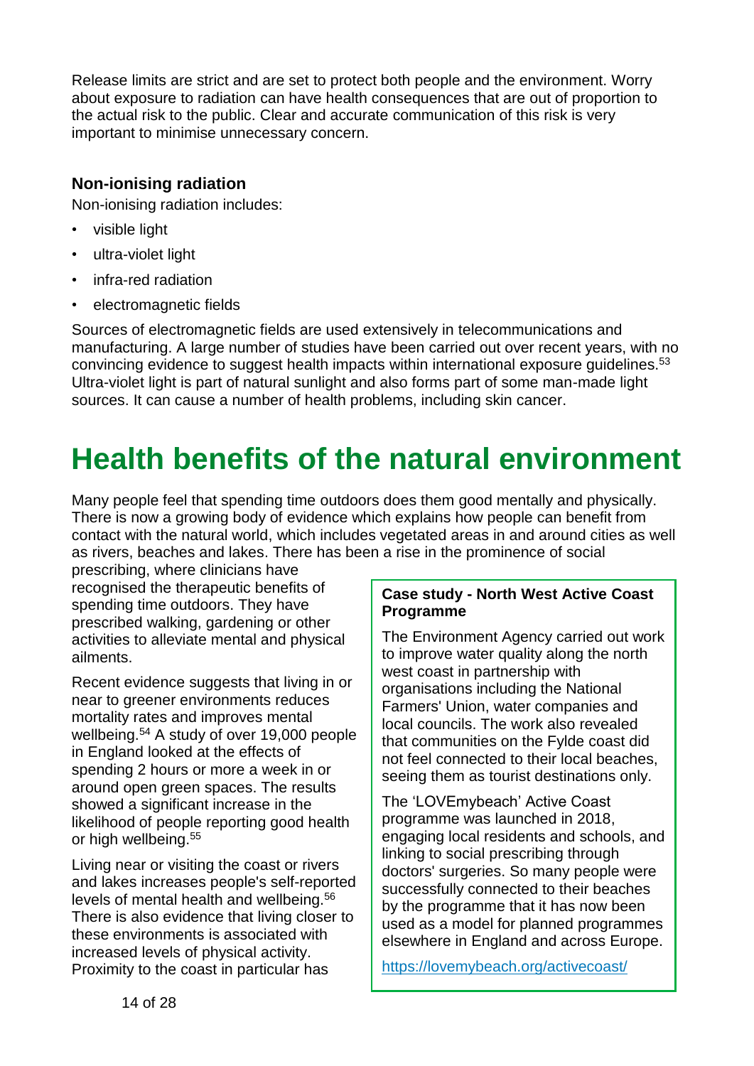Release limits are strict and are set to protect both people and the environment. Worry about exposure to radiation can have health consequences that are out of proportion to the actual risk to the public. Clear and accurate communication of this risk is very important to minimise unnecessary concern.

### Non-ionising radiation

Non-ionising radiation includes:

- visible light
- ultra-violet light
- infra-red radiation
- electromagnetic fields

Sources of electromagnetic fields are used extensively in telecommunications and manufacturing. A large number of studies have been carried out over recent years, with no convincing evidence to suggest health impacts within international exposure guidelines.[53] Ultra-violet light is part of natural sunlight and also forms part of some man-made light sources. It can cause a number of health problems, including skin cancer.

# Health benefits of the natural environment

Many people feel that spending time outdoors does them good mentally and physically. There is now a growing body of evidence which explains how people can benefit from contact with the natural world, which includes vegetated areas in and around cities as well as rivers, beaches and lakes. There has been a rise in the prominence of social prescribing, where clinicians have recognised the therapeutic benefits of spending time outdoors. They have prescribed walking, gardening or other activities to alleviate mental and physical ailments.

Recent evidence suggests that living in or near to greener environments reduces mortality rates and improves mental wellbeing.[54] A study of over 19,000 people in England looked at the effects of spending 2 hours or more a week in or around open green spaces. The results showed a significant increase in the likelihood of people reporting good health or high wellbeing.[55]

Living near or visiting the coast or rivers and lakes increases people's self-reported levels of mental health and wellbeing.[56] There is also evidence that living closer to these environments is associated with increased levels of physical activity. Proximity to the coast in particular has

**Case study - North West Active Coast Programme**

The Environment Agency carried out work to improve water quality along the north west coast in partnership with organisations including the National Farmers' Union, water companies and local councils. The work also revealed that communities on the Fylde coast did not feel connected to their local beaches, seeing them as tourist destinations only.

The 'LOVEmybeach' Active Coast programme was launched in 2018, engaging local residents and schools, and linking to social prescribing through doctors' surgeries. So many people were successfully connected to their beaches by the programme that it has now been used as a model for planned programmes elsewhere in England and across Europe.

https://lovemybeach.org/activecoast/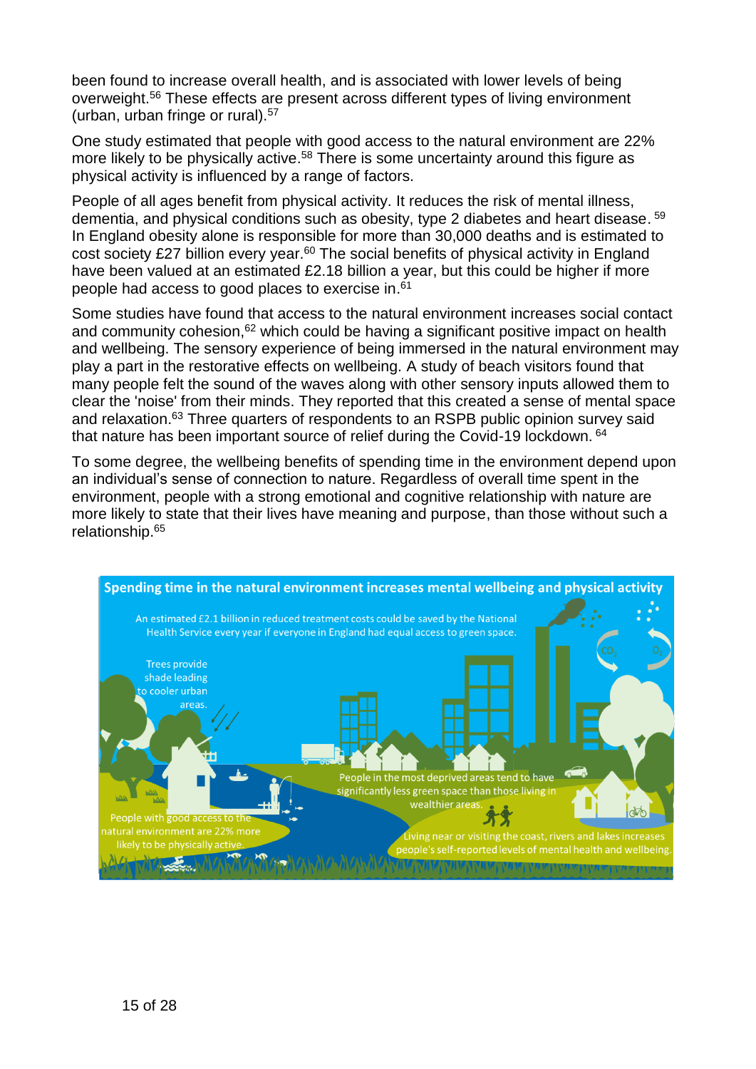been found to increase overall health, and is associated with lower levels of being overweight.[56] These effects are present across different types of living environment (urban, urban fringe or rural).[57]

One study estimated that people with good access to the natural environment are 22% more likely to be physically active.[58] There is some uncertainty around this figure as physical activity is influenced by a range of factors.

People of all ages benefit from physical activity. It reduces the risk of mental illness, dementia, and physical conditions such as obesity, type 2 diabetes and heart disease.[59] In England obesity alone is responsible for more than 30,000 deaths and is estimated to cost society £27 billion every year.[60] The social benefits of physical activity in England have been valued at an estimated £2.18 billion a year, but this could be higher if more people had access to good places to exercise in.[61]

Some studies have found that access to the natural environment increases social contact and community cohesion,[62] which could be having a significant positive impact on health and wellbeing. The sensory experience of being immersed in the natural environment may play a part in the restorative effects on wellbeing. A study of beach visitors found that many people felt the sound of the waves along with other sensory inputs allowed them to clear the 'noise' from their minds. They reported that this created a sense of mental space and relaxation.[63] Three quarters of respondents to an RSPB public opinion survey said that nature has been important source of relief during the Covid-19 lockdown.[64]

To some degree, the wellbeing benefits of spending time in the environment depend upon an individual's sense of connection to nature. Regardless of overall time spent in the environment, people with a strong emotional and cognitive relationship with nature are more likely to state that their lives have meaning and purpose, than those without such a relationship.[65]

**Spending time in the natural environment increases mental wellbeing and physical activity**

An estimated £2.1 billion in reduced treatment costs could be saved by the National Health Service every year if everyone in England had equal access to green space.

Trees provide shade leading to cooler urban areas.

People in the most deprived areas tend to have significantly less green space than those living in wealthier areas.

People with good access to the natural environment are 22% more likely to be physically active.

Living near or visiting the coast, rivers and lakes increases people's self-reported levels of mental health and wellbeing.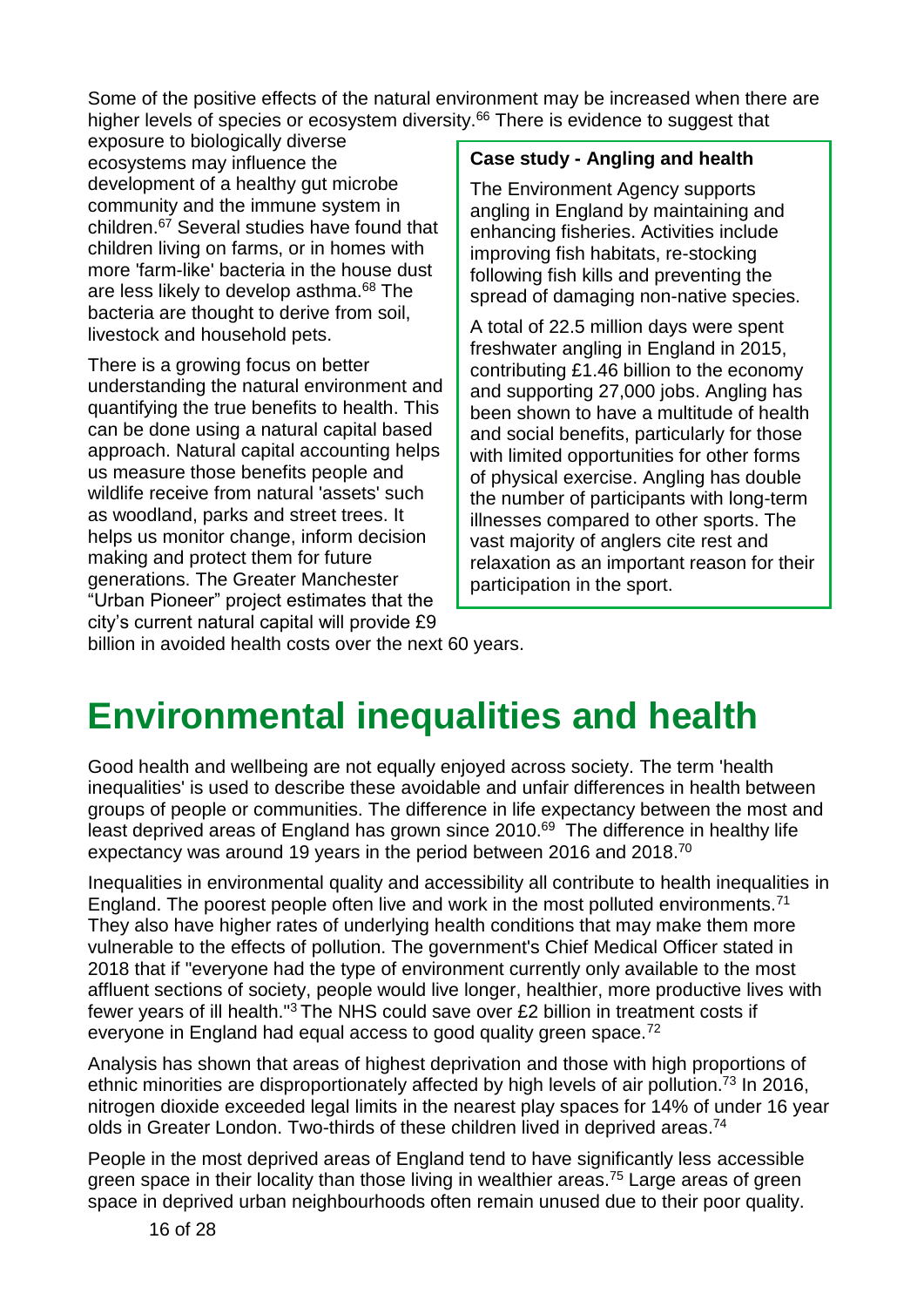Some of the positive effects of the natural environment may be increased when there are higher levels of species or ecosystem diversity.[66] There is evidence to suggest that exposure to biologically diverse ecosystems may influence the development of a healthy gut microbe community and the immune system in children.[67] Several studies have found that children living on farms, or in homes with more 'farm-like' bacteria in the house dust are less likely to develop asthma.[68] The bacteria are thought to derive from soil, livestock and household pets.

There is a growing focus on better understanding the natural environment and quantifying the true benefits to health. This can be done using a natural capital based approach. Natural capital accounting helps us measure those benefits people and wildlife receive from natural 'assets' such as woodland, parks and street trees. It helps us monitor change, inform decision making and protect them for future generations. The Greater Manchester "Urban Pioneer" project estimates that the city's current natural capital will provide £9 billion in avoided health costs over the next 60 years.

**Case study - Angling and health**

The Environment Agency supports angling in England by maintaining and enhancing fisheries. Activities include improving fish habitats, re-stocking following fish kills and preventing the spread of damaging non-native species.

A total of 22.5 million days were spent freshwater angling in England in 2015, contributing £1.46 billion to the economy and supporting 27,000 jobs. Angling has been shown to have a multitude of health and social benefits, particularly for those with limited opportunities for other forms of physical exercise. Angling has double the number of participants with long-term illnesses compared to other sports. The vast majority of anglers cite rest and relaxation as an important reason for their participation in the sport.

# Environmental inequalities and health

Good health and wellbeing are not equally enjoyed across society. The term 'health inequalities' is used to describe these avoidable and unfair differences in health between groups of people or communities. The difference in life expectancy between the most and least deprived areas of England has grown since 2010.[69] The difference in healthy life expectancy was around 19 years in the period between 2016 and 2018.[70]

Inequalities in environmental quality and accessibility all contribute to health inequalities in England. The poorest people often live and work in the most polluted environments.[71] They also have higher rates of underlying health conditions that may make them more vulnerable to the effects of pollution. The government's Chief Medical Officer stated in 2018 that if "everyone had the type of environment currently only available to the most affluent sections of society, people would live longer, healthier, more productive lives with fewer years of ill health."[3] The NHS could save over £2 billion in treatment costs if everyone in England had equal access to good quality green space.[72]

Analysis has shown that areas of highest deprivation and those with high proportions of ethnic minorities are disproportionately affected by high levels of air pollution.[73] In 2016, nitrogen dioxide exceeded legal limits in the nearest play spaces for 14% of under 16 year olds in Greater London. Two-thirds of these children lived in deprived areas.[74]

People in the most deprived areas of England tend to have significantly less accessible green space in their locality than those living in wealthier areas.[75] Large areas of green space in deprived urban neighbourhoods often remain unused due to their poor quality.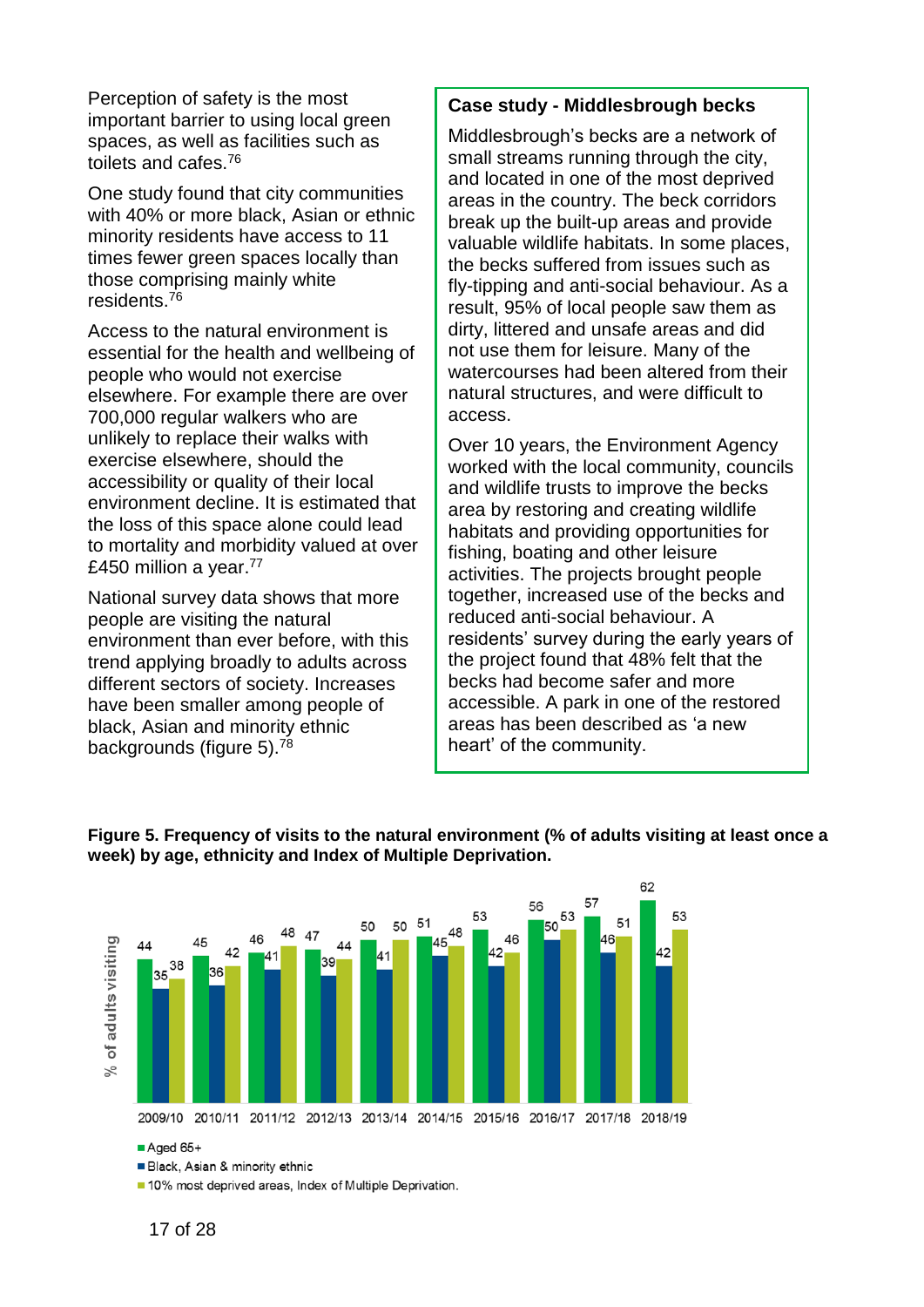Perception of safety is the most important barrier to using local green spaces, as well as facilities such as toilets and cafes.[76]

One study found that city communities with 40% or more black, Asian or ethnic minority residents have access to 11 times fewer green spaces locally than those comprising mainly white residents.[76]

Access to the natural environment is essential for the health and wellbeing of people who would not exercise elsewhere. For example there are over 700,000 regular walkers who are unlikely to replace their walks with exercise elsewhere, should the accessibility or quality of their local environment decline. It is estimated that the loss of this space alone could lead to mortality and morbidity valued at over £450 million a year.[77]

National survey data shows that more people are visiting the natural environment than ever before, with this trend applying broadly to adults across different sectors of society. Increases have been smaller among people of black, Asian and minority ethnic backgrounds (figure 5).[78]

### Case study - Middlesbrough becks

Middlesbrough's becks are a network of small streams running through the city, and located in one of the most deprived areas in the country. The beck corridors break up the built-up areas and provide valuable wildlife habitats. In some places, the becks suffered from issues such as fly-tipping and anti-social behaviour. As a result, 95% of local people saw them as dirty, littered and unsafe areas and did not use them for leisure. Many of the watercourses had been altered from their natural structures, and were difficult to access.

Over 10 years, the Environment Agency worked with the local community, councils and wildlife trusts to improve the becks area by restoring and creating wildlife habitats and providing opportunities for fishing, boating and other leisure activities. The projects brought people together, increased use of the becks and reduced anti-social behaviour. A residents' survey during the early years of the project found that 48% felt that the becks had become safer and more accessible. A park in one of the restored areas has been described as 'a new heart' of the community.

**Figure 5. Frequency of visits to the natural environment (% of adults visiting at least once a week) by age, ethnicity and Index of Multiple Deprivation.**

| % of adults visiting | 2009/10 | 2010/11 | 2011/12 | 2012/13 | 2013/14 | 2014/15 | 2015/16 | 2016/17 | 2017/18 | 2018/19 |
|---|---|---|---|---|---|---|---|---|---|---|
| Aged 65+ | 44 | 45 | 46 | 47 | 50 | 51 | 53 | 56 | 57 | 62 |
| Black, Asian & minority ethnic | 35 | 36 | 41 | 39 | 41 | 45 | 42 | 50 | 46 | 42 |
| 10% most deprived areas, Index of Multiple Deprivation. | 38 | 42 | 48 | 44 | 50 | 48 | 46 | 53 | 51 | 53 |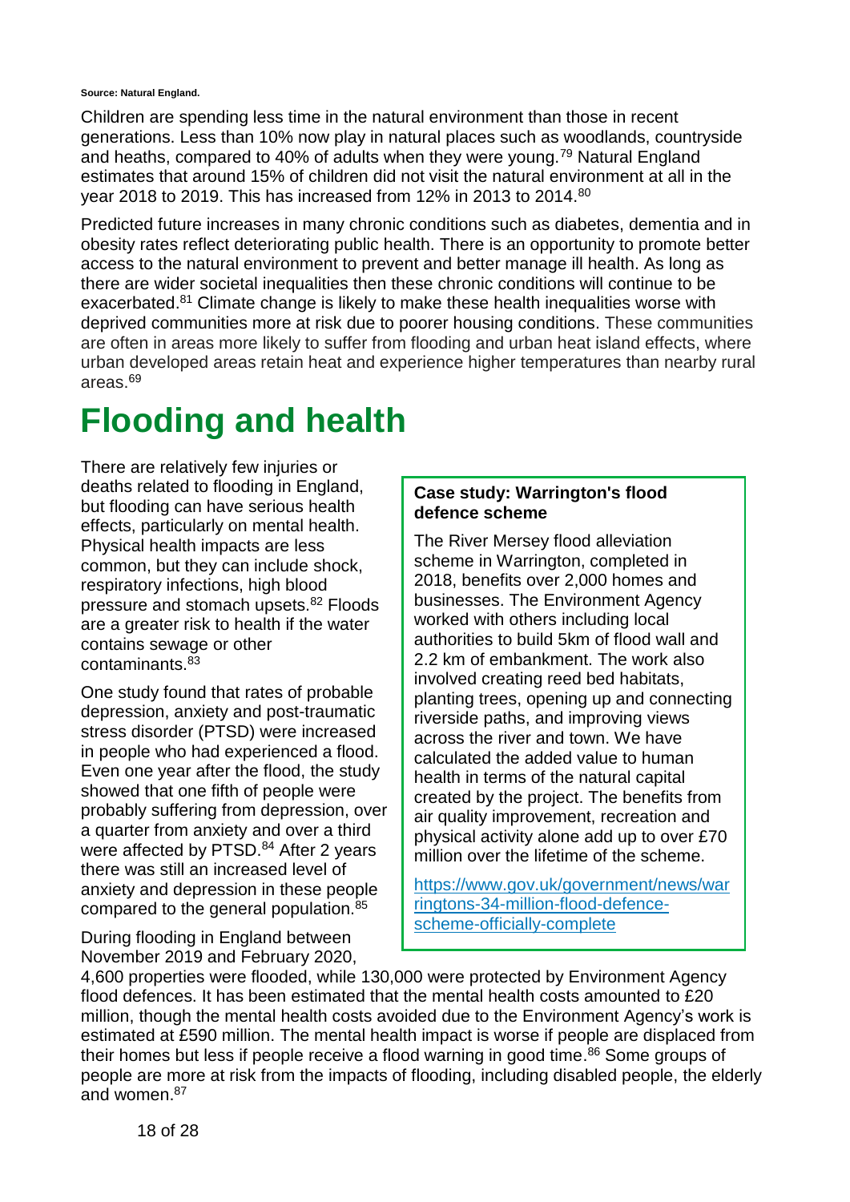**Source: Natural England.**

Children are spending less time in the natural environment than those in recent generations. Less than 10% now play in natural places such as woodlands, countryside and heaths, compared to 40% of adults when they were young.[79] Natural England estimates that around 15% of children did not visit the natural environment at all in the year 2018 to 2019. This has increased from 12% in 2013 to 2014.[80]

Predicted future increases in many chronic conditions such as diabetes, dementia and in obesity rates reflect deteriorating public health. There is an opportunity to promote better access to the natural environment to prevent and better manage ill health. As long as there are wider societal inequalities then these chronic conditions will continue to be exacerbated.[81] Climate change is likely to make these health inequalities worse with deprived communities more at risk due to poorer housing conditions. These communities are often in areas more likely to suffer from flooding and urban heat island effects, where urban developed areas retain heat and experience higher temperatures than nearby rural areas.[69]

# Flooding and health

There are relatively few injuries or deaths related to flooding in England, but flooding can have serious health effects, particularly on mental health. Physical health impacts are less common, but they can include shock, respiratory infections, high blood pressure and stomach upsets.[82] Floods are a greater risk to health if the water contains sewage or other contaminants.[83]

One study found that rates of probable depression, anxiety and post-traumatic stress disorder (PTSD) were increased in people who had experienced a flood. Even one year after the flood, the study showed that one fifth of people were probably suffering from depression, over a quarter from anxiety and over a third were affected by PTSD.[84] After 2 years there was still an increased level of anxiety and depression in these people compared to the general population.[85]

During flooding in England between November 2019 and February 2020, 4,600 properties were flooded, while 130,000 were protected by Environment Agency flood defences. It has been estimated that the mental health costs amounted to £20 million, though the mental health costs avoided due to the Environment Agency's work is estimated at £590 million. The mental health impact is worse if people are displaced from their homes but less if people receive a flood warning in good time.[86] Some groups of people are more at risk from the impacts of flooding, including disabled people, the elderly and women.[87]

> **Case study: Warrington's flood defence scheme**
>
> The River Mersey flood alleviation scheme in Warrington, completed in 2018, benefits over 2,000 homes and businesses. The Environment Agency worked with others including local authorities to build 5km of flood wall and 2.2 km of embankment. The work also involved creating reed bed habitats, planting trees, opening up and connecting riverside paths, and improving views across the river and town. We have calculated the added value to human health in terms of the natural capital created by the project. The benefits from air quality improvement, recreation and physical activity alone add up to over £70 million over the lifetime of the scheme.
>
> https://www.gov.uk/government/news/warringtons-34-million-flood-defence-scheme-officially-complete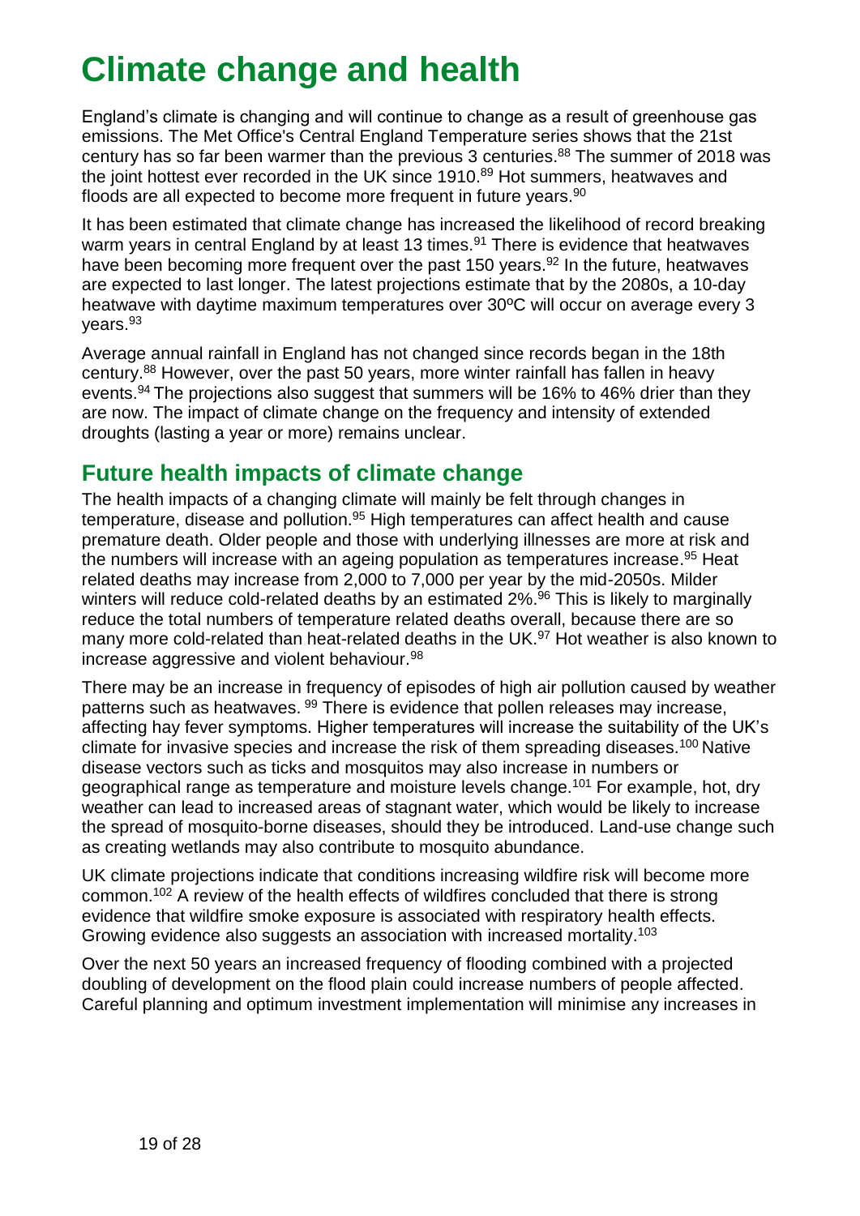# Climate change and health

England's climate is changing and will continue to change as a result of greenhouse gas emissions. The Met Office's Central England Temperature series shows that the 21st century has so far been warmer than the previous 3 centuries.[88] The summer of 2018 was the joint hottest ever recorded in the UK since 1910.[89] Hot summers, heatwaves and floods are all expected to become more frequent in future years.[90]

It has been estimated that climate change has increased the likelihood of record breaking warm years in central England by at least 13 times.[91] There is evidence that heatwaves have been becoming more frequent over the past 150 years.[92] In the future, heatwaves are expected to last longer. The latest projections estimate that by the 2080s, a 10-day heatwave with daytime maximum temperatures over 30ºC will occur on average every 3 years.[93]

Average annual rainfall in England has not changed since records began in the 18th century.[88] However, over the past 50 years, more winter rainfall has fallen in heavy events.[94] The projections also suggest that summers will be 16% to 46% drier than they are now. The impact of climate change on the frequency and intensity of extended droughts (lasting a year or more) remains unclear.

## Future health impacts of climate change

The health impacts of a changing climate will mainly be felt through changes in temperature, disease and pollution.[95] High temperatures can affect health and cause premature death. Older people and those with underlying illnesses are more at risk and the numbers will increase with an ageing population as temperatures increase.[95] Heat related deaths may increase from 2,000 to 7,000 per year by the mid-2050s. Milder winters will reduce cold-related deaths by an estimated 2%.[96] This is likely to marginally reduce the total numbers of temperature related deaths overall, because there are so many more cold-related than heat-related deaths in the UK.[97] Hot weather is also known to increase aggressive and violent behaviour.[98]

There may be an increase in frequency of episodes of high air pollution caused by weather patterns such as heatwaves. [99] There is evidence that pollen releases may increase, affecting hay fever symptoms. Higher temperatures will increase the suitability of the UK's climate for invasive species and increase the risk of them spreading diseases.[100] Native disease vectors such as ticks and mosquitos may also increase in numbers or geographical range as temperature and moisture levels change.[101] For example, hot, dry weather can lead to increased areas of stagnant water, which would be likely to increase the spread of mosquito-borne diseases, should they be introduced. Land-use change such as creating wetlands may also contribute to mosquito abundance.

UK climate projections indicate that conditions increasing wildfire risk will become more common.[102] A review of the health effects of wildfires concluded that there is strong evidence that wildfire smoke exposure is associated with respiratory health effects. Growing evidence also suggests an association with increased mortality.[103]

Over the next 50 years an increased frequency of flooding combined with a projected doubling of development on the flood plain could increase numbers of people affected. Careful planning and optimum investment implementation will minimise any increases in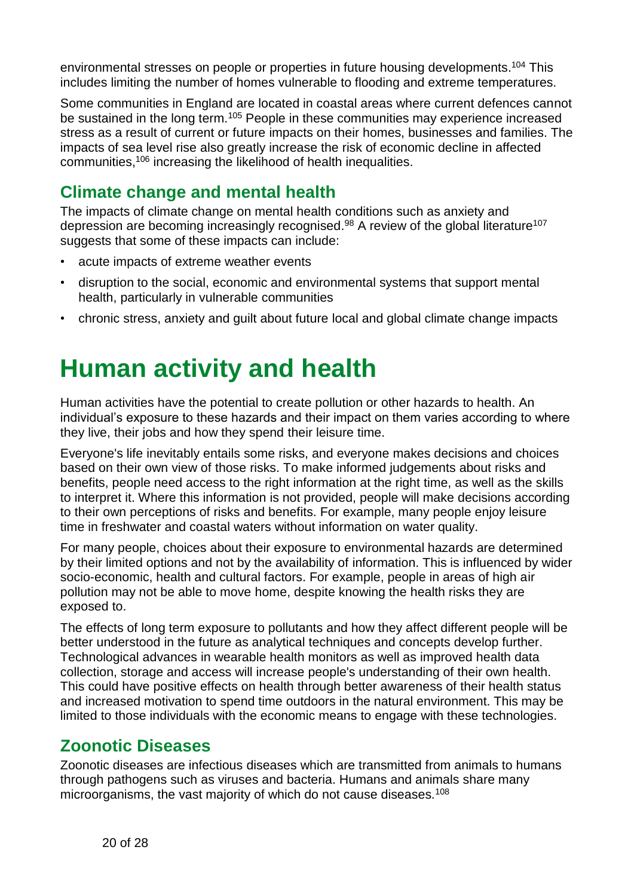environmental stresses on people or properties in future housing developments.[104] This includes limiting the number of homes vulnerable to flooding and extreme temperatures.

Some communities in England are located in coastal areas where current defences cannot be sustained in the long term.[105] People in these communities may experience increased stress as a result of current or future impacts on their homes, businesses and families. The impacts of sea level rise also greatly increase the risk of economic decline in affected communities,[106] increasing the likelihood of health inequalities.

## Climate change and mental health

The impacts of climate change on mental health conditions such as anxiety and depression are becoming increasingly recognised.[98] A review of the global literature[107] suggests that some of these impacts can include:

- acute impacts of extreme weather events
- disruption to the social, economic and environmental systems that support mental health, particularly in vulnerable communities
- chronic stress, anxiety and guilt about future local and global climate change impacts

# Human activity and health

Human activities have the potential to create pollution or other hazards to health. An individual's exposure to these hazards and their impact on them varies according to where they live, their jobs and how they spend their leisure time.

Everyone's life inevitably entails some risks, and everyone makes decisions and choices based on their own view of those risks. To make informed judgements about risks and benefits, people need access to the right information at the right time, as well as the skills to interpret it. Where this information is not provided, people will make decisions according to their own perceptions of risks and benefits. For example, many people enjoy leisure time in freshwater and coastal waters without information on water quality.

For many people, choices about their exposure to environmental hazards are determined by their limited options and not by the availability of information. This is influenced by wider socio-economic, health and cultural factors. For example, people in areas of high air pollution may not be able to move home, despite knowing the health risks they are exposed to.

The effects of long term exposure to pollutants and how they affect different people will be better understood in the future as analytical techniques and concepts develop further. Technological advances in wearable health monitors as well as improved health data collection, storage and access will increase people's understanding of their own health. This could have positive effects on health through better awareness of their health status and increased motivation to spend time outdoors in the natural environment. This may be limited to those individuals with the economic means to engage with these technologies.

## Zoonotic Diseases

Zoonotic diseases are infectious diseases which are transmitted from animals to humans through pathogens such as viruses and bacteria. Humans and animals share many microorganisms, the vast majority of which do not cause diseases.[108]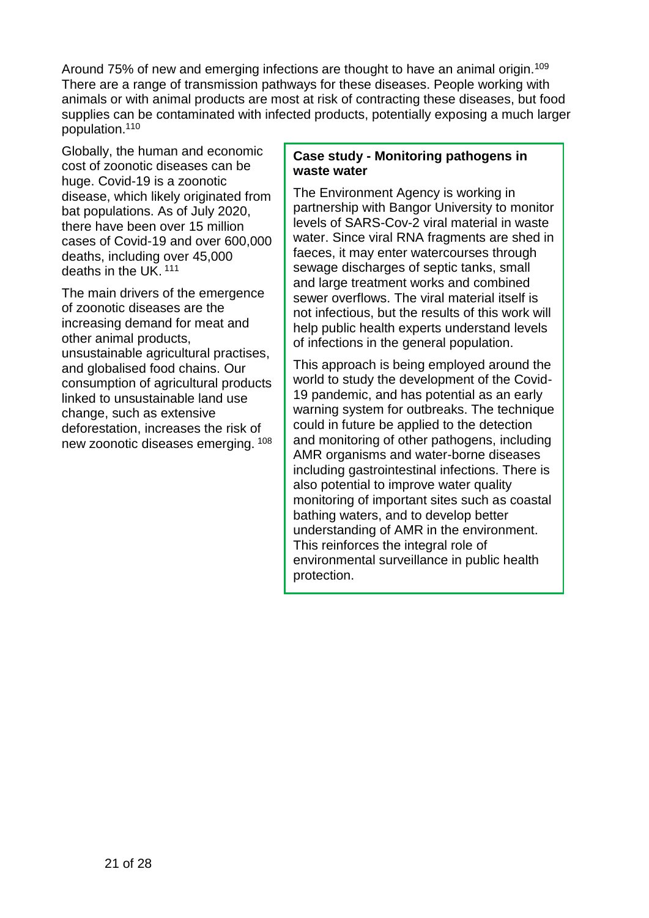Around 75% of new and emerging infections are thought to have an animal origin.[109] There are a range of transmission pathways for these diseases. People working with animals or with animal products are most at risk of contracting these diseases, but food supplies can be contaminated with infected products, potentially exposing a much larger population.[110]

Globally, the human and economic cost of zoonotic diseases can be huge. Covid-19 is a zoonotic disease, which likely originated from bat populations. As of July 2020, there have been over 15 million cases of Covid-19 and over 600,000 deaths, including over 45,000 deaths in the UK.[111]

The main drivers of the emergence of zoonotic diseases are the increasing demand for meat and other animal products, unsustainable agricultural practises, and globalised food chains. Our consumption of agricultural products linked to unsustainable land use change, such as extensive deforestation, increases the risk of new zoonotic diseases emerging.[108]

**Case study - Monitoring pathogens in waste water**

The Environment Agency is working in partnership with Bangor University to monitor levels of SARS-Cov-2 viral material in waste water. Since viral RNA fragments are shed in faeces, it may enter watercourses through sewage discharges of septic tanks, small and large treatment works and combined sewer overflows. The viral material itself is not infectious, but the results of this work will help public health experts understand levels of infections in the general population.

This approach is being employed around the world to study the development of the Covid-19 pandemic, and has potential as an early warning system for outbreaks. The technique could in future be applied to the detection and monitoring of other pathogens, including AMR organisms and water-borne diseases including gastrointestinal infections. There is also potential to improve water quality monitoring of important sites such as coastal bathing waters, and to develop better understanding of AMR in the environment. This reinforces the integral role of environmental surveillance in public health protection.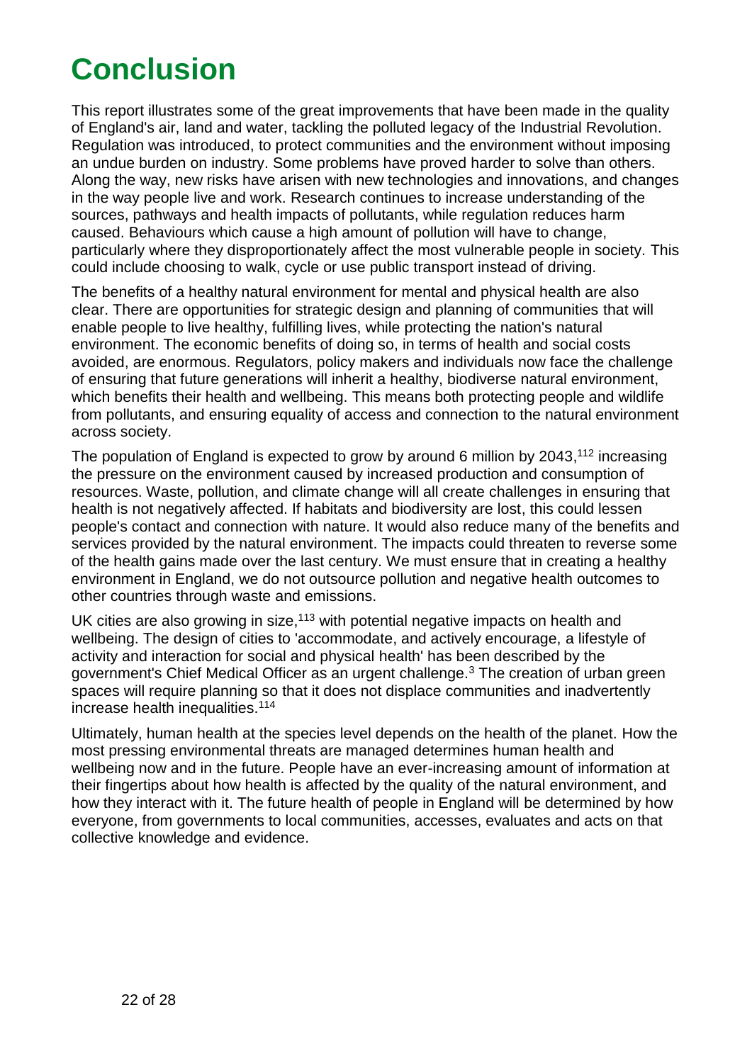# Conclusion

This report illustrates some of the great improvements that have been made in the quality of England's air, land and water, tackling the polluted legacy of the Industrial Revolution. Regulation was introduced, to protect communities and the environment without imposing an undue burden on industry. Some problems have proved harder to solve than others. Along the way, new risks have arisen with new technologies and innovations, and changes in the way people live and work. Research continues to increase understanding of the sources, pathways and health impacts of pollutants, while regulation reduces harm caused. Behaviours which cause a high amount of pollution will have to change, particularly where they disproportionately affect the most vulnerable people in society. This could include choosing to walk, cycle or use public transport instead of driving.

The benefits of a healthy natural environment for mental and physical health are also clear. There are opportunities for strategic design and planning of communities that will enable people to live healthy, fulfilling lives, while protecting the nation's natural environment. The economic benefits of doing so, in terms of health and social costs avoided, are enormous. Regulators, policy makers and individuals now face the challenge of ensuring that future generations will inherit a healthy, biodiverse natural environment, which benefits their health and wellbeing. This means both protecting people and wildlife from pollutants, and ensuring equality of access and connection to the natural environment across society.

The population of England is expected to grow by around 6 million by 2043,[112] increasing the pressure on the environment caused by increased production and consumption of resources. Waste, pollution, and climate change will all create challenges in ensuring that health is not negatively affected. If habitats and biodiversity are lost, this could lessen people's contact and connection with nature. It would also reduce many of the benefits and services provided by the natural environment. The impacts could threaten to reverse some of the health gains made over the last century. We must ensure that in creating a healthy environment in England, we do not outsource pollution and negative health outcomes to other countries through waste and emissions.

UK cities are also growing in size,[113] with potential negative impacts on health and wellbeing. The design of cities to 'accommodate, and actively encourage, a lifestyle of activity and interaction for social and physical health' has been described by the government's Chief Medical Officer as an urgent challenge.[3] The creation of urban green spaces will require planning so that it does not displace communities and inadvertently increase health inequalities.[114]

Ultimately, human health at the species level depends on the health of the planet. How the most pressing environmental threats are managed determines human health and wellbeing now and in the future. People have an ever-increasing amount of information at their fingertips about how health is affected by the quality of the natural environment, and how they interact with it. The future health of people in England will be determined by how everyone, from governments to local communities, accesses, evaluates and acts on that collective knowledge and evidence.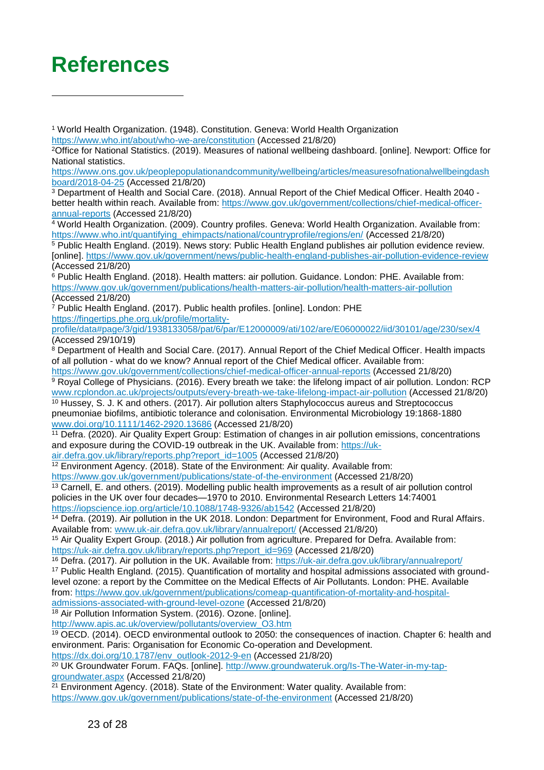# References

[1] World Health Organization. (1948). Constitution. Geneva: World Health Organization https://www.who.int/about/who-we-are/constitution (Accessed 21/8/20)

[2]Office for National Statistics. (2019). Measures of national wellbeing dashboard. [online]. Newport: Office for National statistics. https://www.ons.gov.uk/peoplepopulationandcommunity/wellbeing/articles/measuresofnationalwellbeingdashboard/2018-04-25 (Accessed 21/8/20)

[3] Department of Health and Social Care. (2018). Annual Report of the Chief Medical Officer. Health 2040 - better health within reach. Available from: https://www.gov.uk/government/collections/chief-medical-officer-annual-reports (Accessed 21/8/20)

[4] World Health Organization. (2009). Country profiles. Geneva: World Health Organization. Available from: https://www.who.int/quantifying_ehimpacts/national/countryprofile/regions/en/ (Accessed 21/8/20)

[5] Public Health England. (2019). News story: Public Health England publishes air pollution evidence review. [online]. https://www.gov.uk/government/news/public-health-england-publishes-air-pollution-evidence-review (Accessed 21/8/20)

[6] Public Health England. (2018). Health matters: air pollution. Guidance. London: PHE. Available from: https://www.gov.uk/government/publications/health-matters-air-pollution/health-matters-air-pollution (Accessed 21/8/20)

[7] Public Health England. (2017). Public health profiles. [online]. London: PHE https://fingertips.phe.org.uk/profile/mortality-profile/data#page/3/gid/1938133058/pat/6/par/E12000009/ati/102/are/E06000022/iid/30101/age/230/sex/4 (Accessed 29/10/19)

[8] Department of Health and Social Care. (2017). Annual Report of the Chief Medical Officer. Health impacts of all pollution - what do we know? Annual report of the Chief Medical officer. Available from: https://www.gov.uk/government/collections/chief-medical-officer-annual-reports (Accessed 21/8/20)

[9] Royal College of Physicians. (2016). Every breath we take: the lifelong impact of air pollution. London: RCP www.rcplondon.ac.uk/projects/outputs/every-breath-we-take-lifelong-impact-air-pollution (Accessed 21/8/20)

[10] Hussey, S. J. K and others. (2017). Air pollution alters Staphylococcus aureus and Streptococcus pneumoniae biofilms, antibiotic tolerance and colonisation. Environmental Microbiology 19:1868-1880 www.doi.org/10.1111/1462-2920.13686 (Accessed 21/8/20)

[11] Defra. (2020). Air Quality Expert Group: Estimation of changes in air pollution emissions, concentrations and exposure during the COVID-19 outbreak in the UK. Available from: https://uk-air.defra.gov.uk/library/reports.php?report_id=1005 (Accessed 21/8/20)

[12] Environment Agency. (2018). State of the Environment: Air quality. Available from: https://www.gov.uk/government/publications/state-of-the-environment (Accessed 21/8/20)

[13] Carnell, E. and others. (2019). Modelling public health improvements as a result of air pollution control policies in the UK over four decades—1970 to 2010. Environmental Research Letters 14:74001 https://iopscience.iop.org/article/10.1088/1748-9326/ab1542 (Accessed 21/8/20)

[14] Defra. (2019). Air pollution in the UK 2018. London: Department for Environment, Food and Rural Affairs. Available from: www.uk-air.defra.gov.uk/library/annualreport/ (Accessed 21/8/20)

[15] Air Quality Expert Group. (2018.) Air pollution from agriculture. Prepared for Defra. Available from: https://uk-air.defra.gov.uk/library/reports.php?report_id=969 (Accessed 21/8/20)

[16] Defra. (2017). Air pollution in the UK. Available from: https://uk-air.defra.gov.uk/library/annualreport/

[17] Public Health England. (2015). Quantification of mortality and hospital admissions associated with ground-level ozone: a report by the Committee on the Medical Effects of Air Pollutants. London: PHE. Available from: https://www.gov.uk/government/publications/comeap-quantification-of-mortality-and-hospital-admissions-associated-with-ground-level-ozone (Accessed 21/8/20)

[18] Air Pollution Information System. (2016). Ozone. [online]. http://www.apis.ac.uk/overview/pollutants/overview_O3.htm

[19] OECD. (2014). OECD environmental outlook to 2050: the consequences of inaction. Chapter 6: health and environment. Paris: Organisation for Economic Co-operation and Development. https://dx.doi.org/10.1787/env_outlook-2012-9-en (Accessed 21/8/20)

[20] UK Groundwater Forum. FAQs. [online]. http://www.groundwateruk.org/Is-The-Water-in-my-tap-groundwater.aspx (Accessed 21/8/20)

[21] Environment Agency. (2018). State of the Environment: Water quality. Available from: https://www.gov.uk/government/publications/state-of-the-environment (Accessed 21/8/20)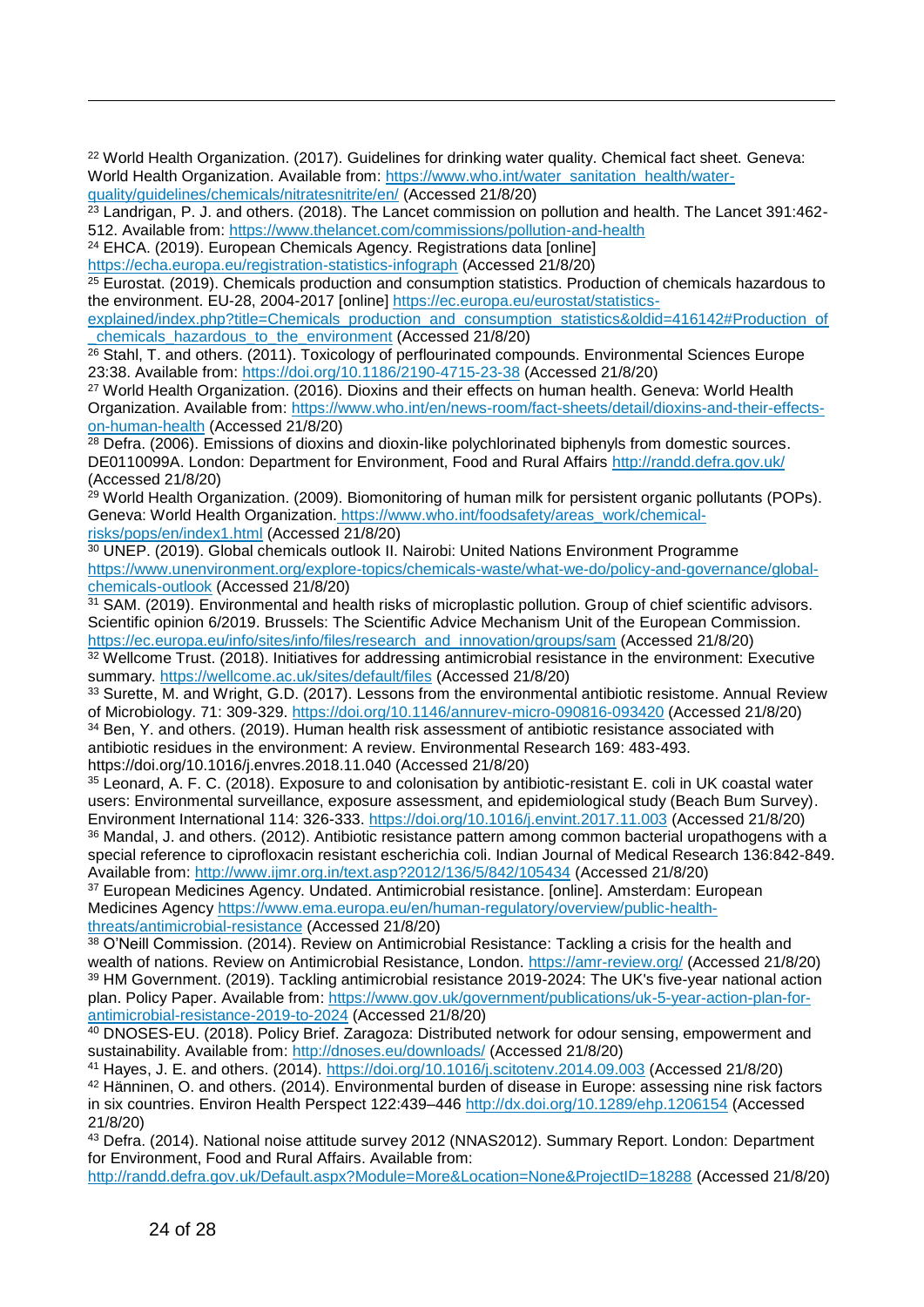[22] World Health Organization. (2017). Guidelines for drinking water quality. Chemical fact sheet. Geneva: World Health Organization. Available from: https://www.who.int/water_sanitation_health/water-quality/guidelines/chemicals/nitratesnitrite/en/ (Accessed 21/8/20)

[23] Landrigan, P. J. and others. (2018). The Lancet commission on pollution and health. The Lancet 391:462-512. Available from: https://www.thelancet.com/commissions/pollution-and-health

[24] EHCA. (2019). European Chemicals Agency. Registrations data [online] https://echa.europa.eu/registration-statistics-infograph (Accessed 21/8/20)

[25] Eurostat. (2019). Chemicals production and consumption statistics. Production of chemicals hazardous to the environment. EU-28, 2004-2017 [online] https://ec.europa.eu/eurostat/statistics-explained/index.php?title=Chemicals_production_and_consumption_statistics&oldid=416142#Production_of_chemicals_hazardous_to_the_environment (Accessed 21/8/20)

[26] Stahl, T. and others. (2011). Toxicology of perflourinated compounds. Environmental Sciences Europe 23:38. Available from: https://doi.org/10.1186/2190-4715-23-38 (Accessed 21/8/20)

[27] World Health Organization. (2016). Dioxins and their effects on human health. Geneva: World Health Organization. Available from: https://www.who.int/en/news-room/fact-sheets/detail/dioxins-and-their-effects-on-human-health (Accessed 21/8/20)

[28] Defra. (2006). Emissions of dioxins and dioxin-like polychlorinated biphenyls from domestic sources. DE0110099A. London: Department for Environment, Food and Rural Affairs http://randd.defra.gov.uk/ (Accessed 21/8/20)

[29] World Health Organization. (2009). Biomonitoring of human milk for persistent organic pollutants (POPs). Geneva: World Health Organization. https://www.who.int/foodsafety/areas_work/chemical-risks/pops/en/index1.html (Accessed 21/8/20)

[30] UNEP. (2019). Global chemicals outlook II. Nairobi: United Nations Environment Programme https://www.unenvironment.org/explore-topics/chemicals-waste/what-we-do/policy-and-governance/global-chemicals-outlook (Accessed 21/8/20)

[31] SAM. (2019). Environmental and health risks of microplastic pollution. Group of chief scientific advisors. Scientific opinion 6/2019. Brussels: The Scientific Advice Mechanism Unit of the European Commission. https://ec.europa.eu/info/sites/info/files/research_and_innovation/groups/sam (Accessed 21/8/20)

[32] Wellcome Trust. (2018). Initiatives for addressing antimicrobial resistance in the environment: Executive summary. https://wellcome.ac.uk/sites/default/files (Accessed 21/8/20)

[33] Surette, M. and Wright, G.D. (2017). Lessons from the environmental antibiotic resistome. Annual Review of Microbiology. 71: 309-329. https://doi.org/10.1146/annurev-micro-090816-093420 (Accessed 21/8/20)

[34] Ben, Y. and others. (2019). Human health risk assessment of antibiotic resistance associated with antibiotic residues in the environment: A review. Environmental Research 169: 483-493. https://doi.org/10.1016/j.envres.2018.11.040 (Accessed 21/8/20)

[35] Leonard, A. F. C. (2018). Exposure to and colonisation by antibiotic-resistant E. coli in UK coastal water users: Environmental surveillance, exposure assessment, and epidemiological study (Beach Bum Survey). Environment International 114: 326-333. https://doi.org/10.1016/j.envint.2017.11.003 (Accessed 21/8/20)

[36] Mandal, J. and others. (2012). Antibiotic resistance pattern among common bacterial uropathogens with a special reference to ciprofloxacin resistant escherichia coli. Indian Journal of Medical Research 136:842-849. Available from: http://www.ijmr.org.in/text.asp?2012/136/5/842/105434 (Accessed 21/8/20)

[37] European Medicines Agency. Undated. Antimicrobial resistance. [online]. Amsterdam: European Medicines Agency https://www.ema.europa.eu/en/human-regulatory/overview/public-health-threats/antimicrobial-resistance (Accessed 21/8/20)

[38] O'Neill Commission. (2014). Review on Antimicrobial Resistance: Tackling a crisis for the health and wealth of nations. Review on Antimicrobial Resistance, London. https://amr-review.org/ (Accessed 21/8/20)

[39] HM Government. (2019). Tackling antimicrobial resistance 2019-2024: The UK's five-year national action plan. Policy Paper. Available from: https://www.gov.uk/government/publications/uk-5-year-action-plan-for-antimicrobial-resistance-2019-to-2024 (Accessed 21/8/20)

[40] DNOSES-EU. (2018). Policy Brief. Zaragoza: Distributed network for odour sensing, empowerment and sustainability. Available from: http://dnoses.eu/downloads/ (Accessed 21/8/20)

[41] Hayes, J. E. and others. (2014). https://doi.org/10.1016/j.scitotenv.2014.09.003 (Accessed 21/8/20)

[42] Hänninen, O. and others. (2014). Environmental burden of disease in Europe: assessing nine risk factors in six countries. Environ Health Perspect 122:439–446 http://dx.doi.org/10.1289/ehp.1206154 (Accessed 21/8/20)

[43] Defra. (2014). National noise attitude survey 2012 (NNAS2012). Summary Report. London: Department for Environment, Food and Rural Affairs. Available from: http://randd.defra.gov.uk/Default.aspx?Module=More&Location=None&ProjectID=18288 (Accessed 21/8/20)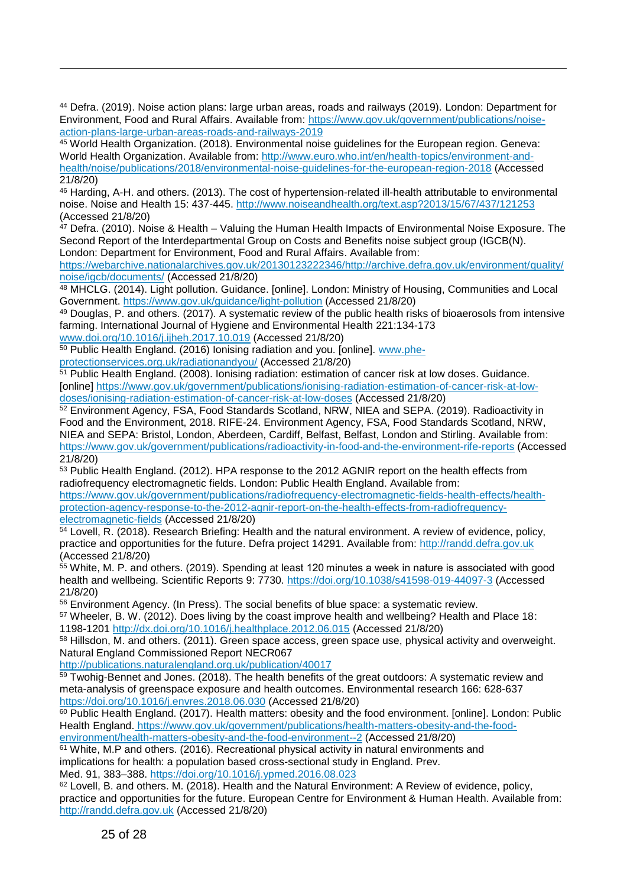[44] Defra. (2019). Noise action plans: large urban areas, roads and railways (2019). London: Department for Environment, Food and Rural Affairs. Available from: https://www.gov.uk/government/publications/noise-action-plans-large-urban-areas-roads-and-railways-2019

[45] World Health Organization. (2018). Environmental noise guidelines for the European region. Geneva: World Health Organization. Available from: http://www.euro.who.int/en/health-topics/environment-and-health/noise/publications/2018/environmental-noise-guidelines-for-the-european-region-2018 (Accessed 21/8/20)

[46] Harding, A-H. and others. (2013). The cost of hypertension-related ill-health attributable to environmental noise. Noise and Health 15: 437-445. http://www.noiseandhealth.org/text.asp?2013/15/67/437/121253 (Accessed 21/8/20)

[47] Defra. (2010). Noise & Health – Valuing the Human Health Impacts of Environmental Noise Exposure. The Second Report of the Interdepartmental Group on Costs and Benefits noise subject group (IGCB(N). London: Department for Environment, Food and Rural Affairs. Available from: https://webarchive.nationalarchives.gov.uk/20130123222346/http://archive.defra.gov.uk/environment/quality/noise/igcb/documents/ (Accessed 21/8/20)

[48] MHCLG. (2014). Light pollution. Guidance. [online]. London: Ministry of Housing, Communities and Local Government. https://www.gov.uk/guidance/light-pollution (Accessed 21/8/20)

[49] Douglas, P. and others. (2017). A systematic review of the public health risks of bioaerosols from intensive farming. International Journal of Hygiene and Environmental Health 221:134-173 www.doi.org/10.1016/j.ijheh.2017.10.019 (Accessed 21/8/20)

[50] Public Health England. (2016) Ionising radiation and you. [online]. www.phe-protectionservices.org.uk/radiationandyou/ (Accessed 21/8/20)

[51] Public Health England. (2008). Ionising radiation: estimation of cancer risk at low doses. Guidance. [online] https://www.gov.uk/government/publications/ionising-radiation-estimation-of-cancer-risk-at-low-doses/ionising-radiation-estimation-of-cancer-risk-at-low-doses (Accessed 21/8/20)

[52] Environment Agency, FSA, Food Standards Scotland, NRW, NIEA and SEPA. (2019). Radioactivity in Food and the Environment, 2018. RIFE-24. Environment Agency, FSA, Food Standards Scotland, NRW, NIEA and SEPA: Bristol, London, Aberdeen, Cardiff, Belfast, Belfast, London and Stirling. Available from: https://www.gov.uk/government/publications/radioactivity-in-food-and-the-environment-rife-reports (Accessed 21/8/20)

[53] Public Health England. (2012). HPA response to the 2012 AGNIR report on the health effects from radiofrequency electromagnetic fields. London: Public Health England. Available from: https://www.gov.uk/government/publications/radiofrequency-electromagnetic-fields-health-effects/health-protection-agency-response-to-the-2012-agnir-report-on-the-health-effects-from-radiofrequency-electromagnetic-fields (Accessed 21/8/20)

[54] Lovell, R. (2018). Research Briefing: Health and the natural environment. A review of evidence, policy, practice and opportunities for the future. Defra project 14291. Available from: http://randd.defra.gov.uk (Accessed 21/8/20)

[55] White, M. P. and others. (2019). Spending at least 120 minutes a week in nature is associated with good health and wellbeing. Scientific Reports 9: 7730. https://doi.org/10.1038/s41598-019-44097-3 (Accessed 21/8/20)

[56] Environment Agency. (In Press). The social benefits of blue space: a systematic review.

[57] Wheeler, B. W. (2012). Does living by the coast improve health and wellbeing? Health and Place 18: 1198-1201 http://dx.doi.org/10.1016/j.healthplace.2012.06.015 (Accessed 21/8/20)

[58] Hillsdon, M. and others. (2011). Green space access, green space use, physical activity and overweight. Natural England Commissioned Report NECR067 http://publications.naturalengland.org.uk/publication/40017

[59] Twohig-Bennet and Jones. (2018). The health benefits of the great outdoors: A systematic review and meta-analysis of greenspace exposure and health outcomes. Environmental research 166: 628-637 https://doi.org/10.1016/j.envres.2018.06.030 (Accessed 21/8/20)

[60] Public Health England. (2017). Health matters: obesity and the food environment. [online]. London: Public Health England. https://www.gov.uk/government/publications/health-matters-obesity-and-the-food-environment/health-matters-obesity-and-the-food-environment--2 (Accessed 21/8/20)

[61] White, M.P and others. (2016). Recreational physical activity in natural environments and implications for health: a population based cross-sectional study in England. Prev. Med. 91, 383–388. https://doi.org/10.1016/j.ypmed.2016.08.023

[62] Lovell, B. and others. M. (2018). Health and the Natural Environment: A Review of evidence, policy, practice and opportunities for the future. European Centre for Environment & Human Health. Available from: http://randd.defra.gov.uk (Accessed 21/8/20)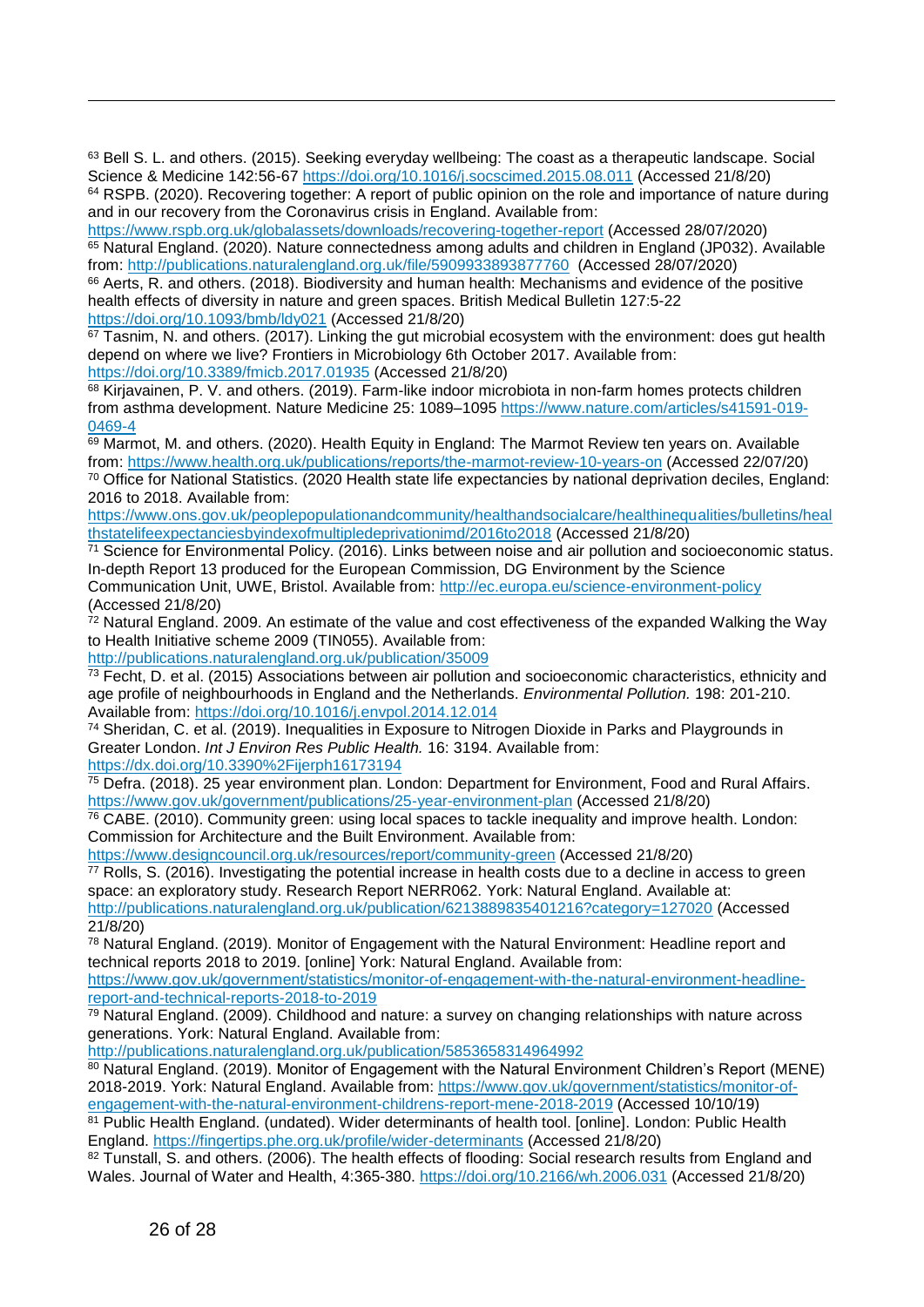[63] Bell S. L. and others. (2015). Seeking everyday wellbeing: The coast as a therapeutic landscape. Social Science & Medicine 142:56-67 https://doi.org/10.1016/j.socscimed.2015.08.011 (Accessed 21/8/20)

[64] RSPB. (2020). Recovering together: A report of public opinion on the role and importance of nature during and in our recovery from the Coronavirus crisis in England. Available from: https://www.rspb.org.uk/globalassets/downloads/recovering-together-report (Accessed 28/07/2020)

[65] Natural England. (2020). Nature connectedness among adults and children in England (JP032). Available from: http://publications.naturalengland.org.uk/file/5909933893877760 (Accessed 28/07/2020)

[66] Aerts, R. and others. (2018). Biodiversity and human health: Mechanisms and evidence of the positive health effects of diversity in nature and green spaces. British Medical Bulletin 127:5-22 https://doi.org/10.1093/bmb/ldy021 (Accessed 21/8/20)

[67] Tasnim, N. and others. (2017). Linking the gut microbial ecosystem with the environment: does gut health depend on where we live? Frontiers in Microbiology 6th October 2017. Available from: https://doi.org/10.3389/fmicb.2017.01935 (Accessed 21/8/20)

[68] Kirjavainen, P. V. and others. (2019). Farm-like indoor microbiota in non-farm homes protects children from asthma development. Nature Medicine 25: 1089–1095 https://www.nature.com/articles/s41591-019-0469-4

[69] Marmot, M. and others. (2020). Health Equity in England: The Marmot Review ten years on. Available from: https://www.health.org.uk/publications/reports/the-marmot-review-10-years-on (Accessed 22/07/20)

[70] Office for National Statistics. (2020 Health state life expectancies by national deprivation deciles, England: 2016 to 2018. Available from: https://www.ons.gov.uk/peoplepopulationandcommunity/healthandsocialcare/healthinequalities/bulletins/healthstatelifeexpectanciesbyindexofmultipledeprivationimd/2016to2018 (Accessed 21/8/20)

[71] Science for Environmental Policy. (2016). Links between noise and air pollution and socioeconomic status. In-depth Report 13 produced for the European Commission, DG Environment by the Science Communication Unit, UWE, Bristol. Available from: http://ec.europa.eu/science-environment-policy (Accessed 21/8/20)

[72] Natural England. 2009. An estimate of the value and cost effectiveness of the expanded Walking the Way to Health Initiative scheme 2009 (TIN055). Available from: http://publications.naturalengland.org.uk/publication/35009

[73] Fecht, D. et al. (2015) Associations between air pollution and socioeconomic characteristics, ethnicity and age profile of neighbourhoods in England and the Netherlands. *Environmental Pollution.* 198: 201-210. Available from: https://doi.org/10.1016/j.envpol.2014.12.014

[74] Sheridan, C. et al. (2019). Inequalities in Exposure to Nitrogen Dioxide in Parks and Playgrounds in Greater London. *Int J Environ Res Public Health.* 16: 3194. Available from: https://dx.doi.org/10.3390%2Fijerph16173194

[75] Defra. (2018). 25 year environment plan. London: Department for Environment, Food and Rural Affairs. https://www.gov.uk/government/publications/25-year-environment-plan (Accessed 21/8/20)

[76] CABE. (2010). Community green: using local spaces to tackle inequality and improve health. London: Commission for Architecture and the Built Environment. Available from: https://www.designcouncil.org.uk/resources/report/community-green (Accessed 21/8/20)

[77] Rolls, S. (2016). Investigating the potential increase in health costs due to a decline in access to green space: an exploratory study. Research Report NERR062. York: Natural England. Available at: http://publications.naturalengland.org.uk/publication/6213889835401216?category=127020 (Accessed 21/8/20)

[78] Natural England. (2019). Monitor of Engagement with the Natural Environment: Headline report and technical reports 2018 to 2019. [online] York: Natural England. Available from: https://www.gov.uk/government/statistics/monitor-of-engagement-with-the-natural-environment-headline-report-and-technical-reports-2018-to-2019

[79] Natural England. (2009). Childhood and nature: a survey on changing relationships with nature across generations. York: Natural England. Available from: http://publications.naturalengland.org.uk/publication/5853658314964992

[80] Natural England. (2019). Monitor of Engagement with the Natural Environment Children's Report (MENE) 2018-2019. York: Natural England. Available from: https://www.gov.uk/government/statistics/monitor-of-engagement-with-the-natural-environment-childrens-report-mene-2018-2019 (Accessed 10/10/19)

[81] Public Health England. (undated). Wider determinants of health tool. [online]. London: Public Health England. https://fingertips.phe.org.uk/profile/wider-determinants (Accessed 21/8/20)

[82] Tunstall, S. and others. (2006). The health effects of flooding: Social research results from England and Wales. Journal of Water and Health, 4:365-380. https://doi.org/10.2166/wh.2006.031 (Accessed 21/8/20)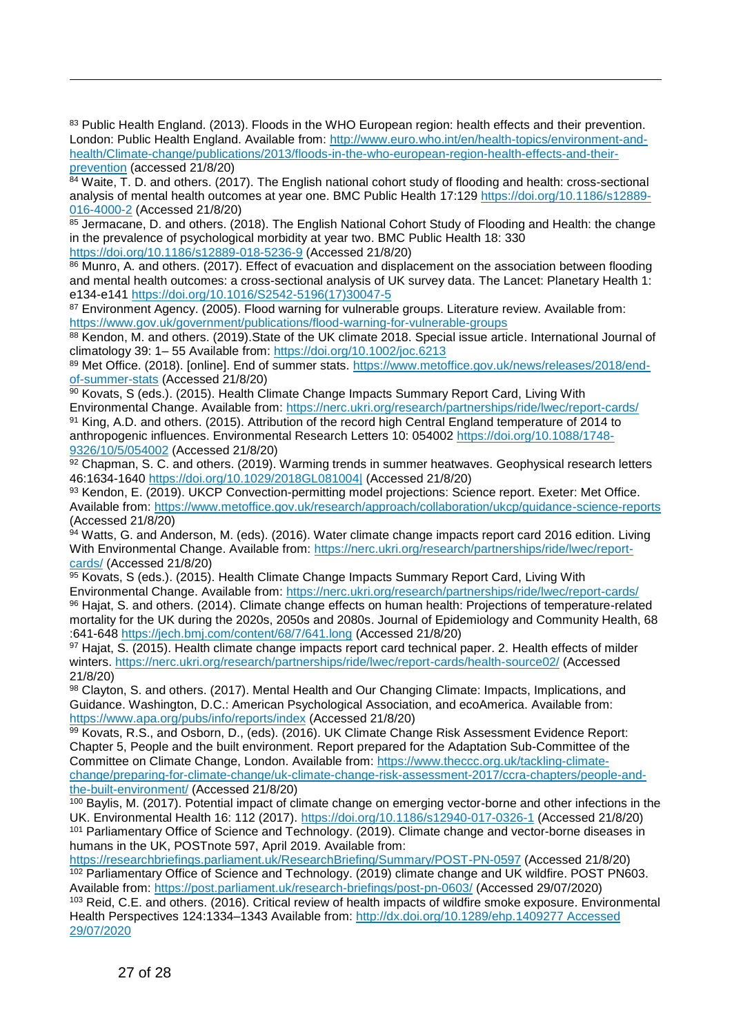[83] Public Health England. (2013). Floods in the WHO European region: health effects and their prevention. London: Public Health England. Available from: http://www.euro.who.int/en/health-topics/environment-and-health/Climate-change/publications/2013/floods-in-the-who-european-region-health-effects-and-their-prevention (accessed 21/8/20)

[84] Waite, T. D. and others. (2017). The English national cohort study of flooding and health: cross-sectional analysis of mental health outcomes at year one. BMC Public Health 17:129 https://doi.org/10.1186/s12889-016-4000-2 (Accessed 21/8/20)

[85] Jermacane, D. and others. (2018). The English National Cohort Study of Flooding and Health: the change in the prevalence of psychological morbidity at year two. BMC Public Health 18: 330 https://doi.org/10.1186/s12889-018-5236-9 (Accessed 21/8/20)

[86] Munro, A. and others. (2017). Effect of evacuation and displacement on the association between flooding and mental health outcomes: a cross-sectional analysis of UK survey data. The Lancet: Planetary Health 1: e134-e141 https://doi.org/10.1016/S2542-5196(17)30047-5

[87] Environment Agency. (2005). Flood warning for vulnerable groups. Literature review. Available from: https://www.gov.uk/government/publications/flood-warning-for-vulnerable-groups

[88] Kendon, M. and others. (2019).State of the UK climate 2018. Special issue article. International Journal of climatology 39: 1– 55 Available from: https://doi.org/10.1002/joc.6213

[89] Met Office. (2018). [online]. End of summer stats. https://www.metoffice.gov.uk/news/releases/2018/end-of-summer-stats (Accessed 21/8/20)

[90] Kovats, S (eds.). (2015). Health Climate Change Impacts Summary Report Card, Living With Environmental Change. Available from: https://nerc.ukri.org/research/partnerships/ride/lwec/report-cards/

[91] King, A.D. and others. (2015). Attribution of the record high Central England temperature of 2014 to anthropogenic influences. Environmental Research Letters 10: 054002 https://doi.org/10.1088/1748-9326/10/5/054002 (Accessed 21/8/20)

[92] Chapman, S. C. and others. (2019). Warming trends in summer heatwaves. Geophysical research letters 46:1634-1640 https://doi.org/10.1029/2018GL081004| (Accessed 21/8/20)

[93] Kendon, E. (2019). UKCP Convection-permitting model projections: Science report. Exeter: Met Office. Available from: https://www.metoffice.gov.uk/research/approach/collaboration/ukcp/guidance-science-reports (Accessed 21/8/20)

[94] Watts, G. and Anderson, M. (eds). (2016). Water climate change impacts report card 2016 edition. Living With Environmental Change. Available from: https://nerc.ukri.org/research/partnerships/ride/lwec/report-cards/ (Accessed 21/8/20)

[95] Kovats, S (eds.). (2015). Health Climate Change Impacts Summary Report Card, Living With Environmental Change. Available from: https://nerc.ukri.org/research/partnerships/ride/lwec/report-cards/

[96] Hajat, S. and others. (2014). Climate change effects on human health: Projections of temperature-related mortality for the UK during the 2020s, 2050s and 2080s. Journal of Epidemiology and Community Health, 68 :641-648 https://jech.bmj.com/content/68/7/641.long (Accessed 21/8/20)

[97] Hajat, S. (2015). Health climate change impacts report card technical paper. 2. Health effects of milder winters. https://nerc.ukri.org/research/partnerships/ride/lwec/report-cards/health-source02/ (Accessed 21/8/20)

[98] Clayton, S. and others. (2017). Mental Health and Our Changing Climate: Impacts, Implications, and Guidance. Washington, D.C.: American Psychological Association, and ecoAmerica. Available from: https://www.apa.org/pubs/info/reports/index (Accessed 21/8/20)

[99] Kovats, R.S., and Osborn, D., (eds). (2016). UK Climate Change Risk Assessment Evidence Report: Chapter 5, People and the built environment. Report prepared for the Adaptation Sub-Committee of the Committee on Climate Change, London. Available from: https://www.theccc.org.uk/tackling-climate-change/preparing-for-climate-change/uk-climate-change-risk-assessment-2017/ccra-chapters/people-and-the-built-environment/ (Accessed 21/8/20)

[100] Baylis, M. (2017). Potential impact of climate change on emerging vector-borne and other infections in the UK. Environmental Health 16: 112 (2017). https://doi.org/10.1186/s12940-017-0326-1 (Accessed 21/8/20)

[101] Parliamentary Office of Science and Technology. (2019). Climate change and vector-borne diseases in humans in the UK, POSTnote 597, April 2019. Available from: https://researchbriefings.parliament.uk/ResearchBriefing/Summary/POST-PN-0597 (Accessed 21/8/20)

[102] Parliamentary Office of Science and Technology. (2019) climate change and UK wildfire. POST PN603. Available from: https://post.parliament.uk/research-briefings/post-pn-0603/ (Accessed 29/07/2020)

[103] Reid, C.E. and others. (2016). Critical review of health impacts of wildfire smoke exposure. Environmental Health Perspectives 124:1334–1343 Available from: http://dx.doi.org/10.1289/ehp.1409277 Accessed 29/07/2020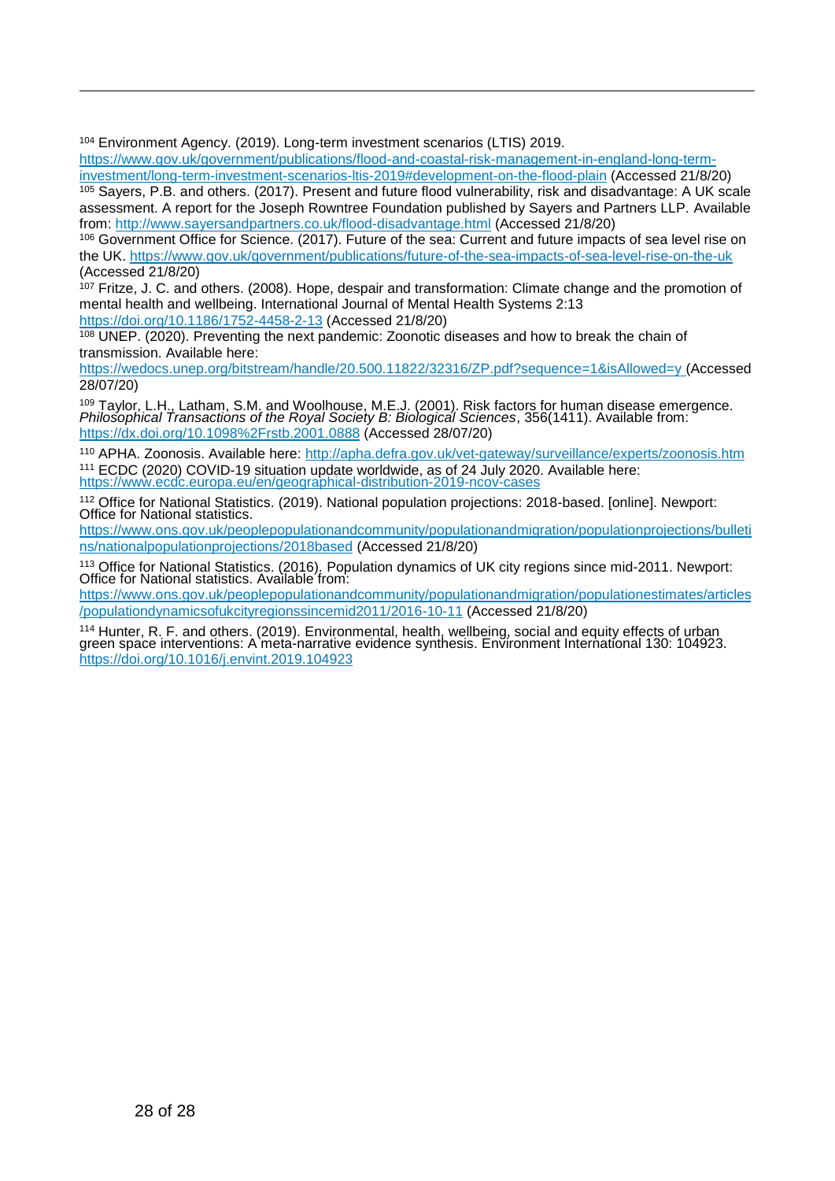[104] Environment Agency. (2019). Long-term investment scenarios (LTIS) 2019. https://www.gov.uk/government/publications/flood-and-coastal-risk-management-in-england-long-term-investment/long-term-investment-scenarios-ltis-2019#development-on-the-flood-plain (Accessed 21/8/20)

[105] Sayers, P.B. and others. (2017). Present and future flood vulnerability, risk and disadvantage: A UK scale assessment. A report for the Joseph Rowntree Foundation published by Sayers and Partners LLP. Available from: http://www.sayersandpartners.co.uk/flood-disadvantage.html (Accessed 21/8/20)

[106] Government Office for Science. (2017). Future of the sea: Current and future impacts of sea level rise on the UK. https://www.gov.uk/government/publications/future-of-the-sea-impacts-of-sea-level-rise-on-the-uk (Accessed 21/8/20)

[107] Fritze, J. C. and others. (2008). Hope, despair and transformation: Climate change and the promotion of mental health and wellbeing. International Journal of Mental Health Systems 2:13 https://doi.org/10.1186/1752-4458-2-13 (Accessed 21/8/20)

[108] UNEP. (2020). Preventing the next pandemic: Zoonotic diseases and how to break the chain of transmission. Available here: https://wedocs.unep.org/bitstream/handle/20.500.11822/32316/ZP.pdf?sequence=1&isAllowed=y (Accessed 28/07/20)

[109] Taylor, L.H., Latham, S.M. and Woolhouse, M.E.J. (2001). Risk factors for human disease emergence. *Philosophical Transactions of the Royal Society B: Biological Sciences*, 356(1411). Available from: https://dx.doi.org/10.1098%2Frstb.2001.0888 (Accessed 28/07/20)

[110] APHA. Zoonosis. Available here: http://apha.defra.gov.uk/vet-gateway/surveillance/experts/zoonosis.htm

[111] ECDC (2020) COVID-19 situation update worldwide, as of 24 July 2020. Available here: https://www.ecdc.europa.eu/en/geographical-distribution-2019-ncov-cases

[112] Office for National Statistics. (2019). National population projections: 2018-based. [online]. Newport: Office for National statistics. https://www.ons.gov.uk/peoplepopulationandcommunity/populationandmigration/populationprojections/bulletins/nationalpopulationprojections/2018based (Accessed 21/8/20)

[113] Office for National Statistics. (2016). Population dynamics of UK city regions since mid-2011. Newport: Office for National statistics. Available from: https://www.ons.gov.uk/peoplepopulationandcommunity/populationandmigration/populationestimates/articles/populationdynamicsofukcityregionssincemid2011/2016-10-11 (Accessed 21/8/20)

[114] Hunter, R. F. and others. (2019). Environmental, health, wellbeing, social and equity effects of urban green space interventions: A meta-narrative evidence synthesis. Environment International 130: 104923. https://doi.org/10.1016/j.envint.2019.104923